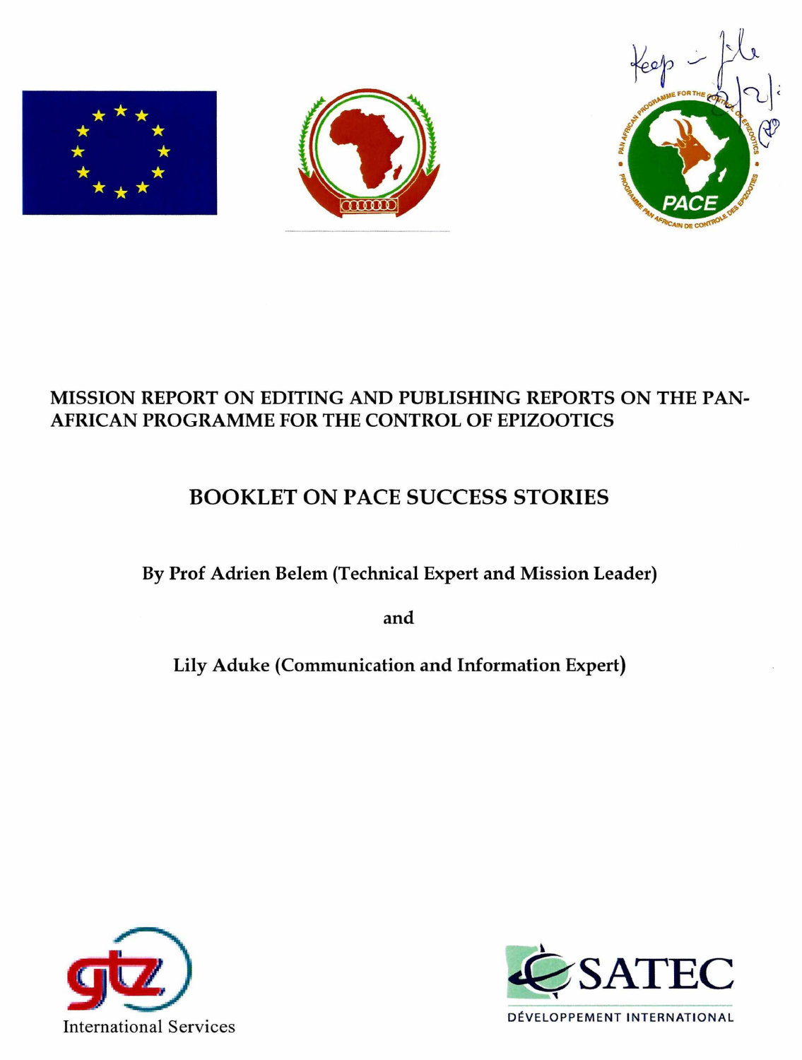# MISSION REPORT ON EDITING AND PUBLISHING REPORTS ON THE PAN-AFRICAN PROGRAMME FOR THE CONTROL OF EPIZOOTICS

## BOOKLET ON PACE SUCCESS STORIES

**By Prof Adrien Belem (Technical Expert and Mission Leader)**

**and**

**Lily Aduke (Communication and Information Expert)**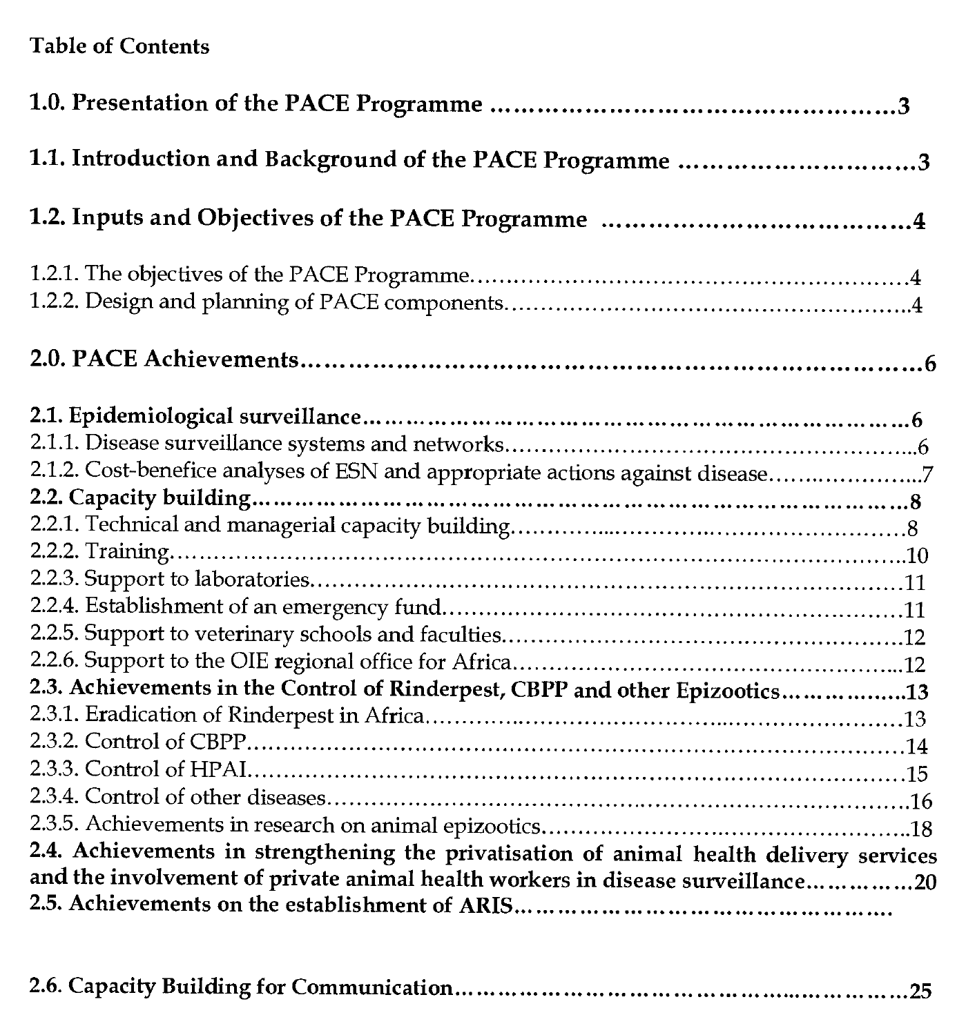**Table of Contents**

**1.0. Presentation of the PACE Programme ..........................................3**

**1.1. Introduction and Background of the PACE Programme ............................3**

**1.2. Inputs and Objectives of the PACE Programme .......................................4**

1.2.1. The objectives of the PACE Programme........................................................4
1.2.2. Design and planning of PACE components....................................................4

**2.0. PACE Achievements.........................................................................6**

**2.1. Epidemiological surveillance...........................................................6**
2.1.1. Disease surveillance systems and networks....................................................6
2.1.2. Cost-benefice analyses of ESN and appropriate actions against disease.....................7
**2.2. Capacity building.........................................................................8**
2.2.1. Technical and managerial capacity building...................................................8
2.2.2. Training.................................................................................................10
2.2.3. Support to laboratories.............................................................................11
2.2.4. Establishment of an emergency fund............................................................11
2.2.5. Support to veterinary schools and faculties...................................................12
2.2.6. Support to the OIE regional office for Africa.................................................12
**2.3. Achievements in the Control of Rinderpest, CBPP and other Epizootics...............13**
2.3.1. Eradication of Rinderpest in Africa...........................................................13
2.3.2. Control of CBPP.....................................................................................14
2.3.3. Control of HPAI.....................................................................................15
2.3.4. Control of other diseases..........................................................................16
2.3.5. Achievements in research on animal epizootics..............................................18
**2.4. Achievements in strengthening the privatisation of animal health delivery services and the involvement of private animal health workers in disease surveillance...............20**
**2.5. Achievements on the establishment of ARIS...............................................**

**2.6. Capacity Building for Communication.......................................................25**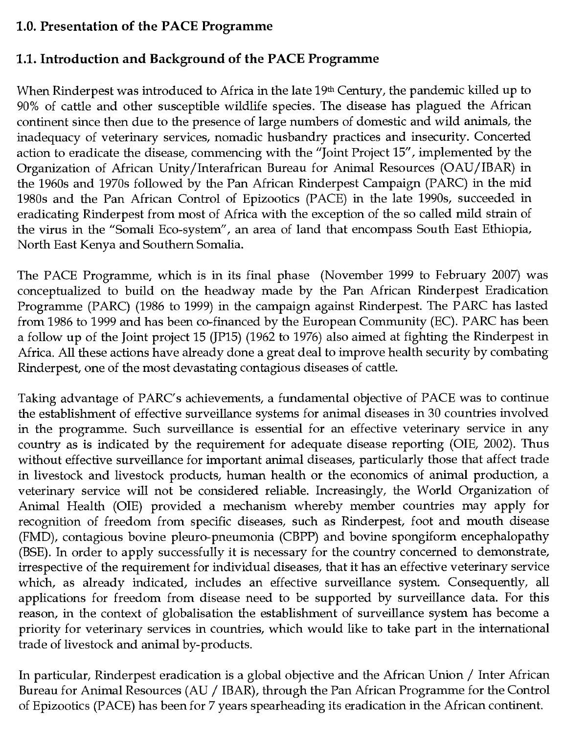# 1.0. Presentation of the PACE Programme

## 1.1. Introduction and Background of the PACE Programme

When Rinderpest was introduced to Africa in the late 19th Century, the pandemic killed up to 90% of cattle and other susceptible wildlife species. The disease has plagued the African continent since then due to the presence of large numbers of domestic and wild animals, the inadequacy of veterinary services, nomadic husbandry practices and insecurity. Concerted action to eradicate the disease, commencing with the "Joint Project 15", implemented by the Organization of African Unity/Interafrican Bureau for Animal Resources (OAU/IBAR) in the 1960s and 1970s followed by the Pan African Rinderpest Campaign (PARC) in the mid 1980s and the Pan African Control of Epizootics (PACE) in the late 1990s, succeeded in eradicating Rinderpest from most of Africa with the exception of the so called mild strain of the virus in the "Somali Eco-system", an area of land that encompass South East Ethiopia, North East Kenya and Southern Somalia.

The PACE Programme, which is in its final phase (November 1999 to February 2007) was conceptualized to build on the headway made by the Pan African Rinderpest Eradication Programme (PARC) (1986 to 1999) in the campaign against Rinderpest. The PARC has lasted from 1986 to 1999 and has been co-financed by the European Community (EC). PARC has been a follow up of the Joint project 15 (JP15) (1962 to 1976) also aimed at fighting the Rinderpest in Africa. All these actions have already done a great deal to improve health security by combating Rinderpest, one of the most devastating contagious diseases of cattle.

Taking advantage of PARC's achievements, a fundamental objective of PACE was to continue the establishment of effective surveillance systems for animal diseases in 30 countries involved in the programme. Such surveillance is essential for an effective veterinary service in any country as is indicated by the requirement for adequate disease reporting (OIE, 2002). Thus without effective surveillance for important animal diseases, particularly those that affect trade in livestock and livestock products, human health or the economics of animal production, a veterinary service will not be considered reliable. Increasingly, the World Organization of Animal Health (OIE) provided a mechanism whereby member countries may apply for recognition of freedom from specific diseases, such as Rinderpest, foot and mouth disease (FMD), contagious bovine pleuro-pneumonia (CBPP) and bovine spongiform encephalopathy (BSE). In order to apply successfully it is necessary for the country concerned to demonstrate, irrespective of the requirement for individual diseases, that it has an effective veterinary service which, as already indicated, includes an effective surveillance system. Consequently, all applications for freedom from disease need to be supported by surveillance data. For this reason, in the context of globalisation the establishment of surveillance system has become a priority for veterinary services in countries, which would like to take part in the international trade of livestock and animal by-products.

In particular, Rinderpest eradication is a global objective and the African Union / Inter African Bureau for Animal Resources (AU / IBAR), through the Pan African Programme for the Control of Epizootics (PACE) has been for 7 years spearheading its eradication in the African continent.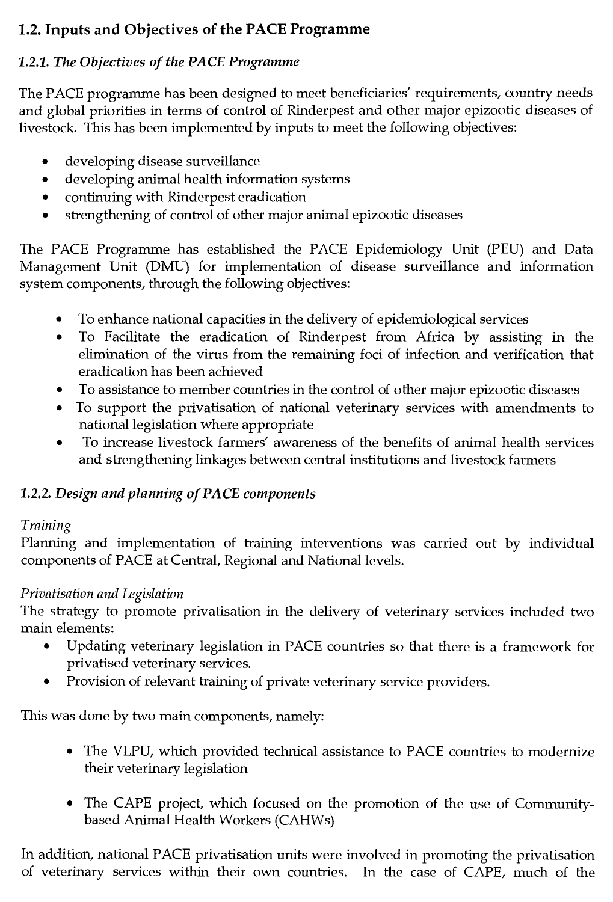## 1.2. Inputs and Objectives of the PACE Programme

### *1.2.1. The Objectives of the PACE Programme*

The PACE programme has been designed to meet beneficiaries' requirements, country needs and global priorities in terms of control of Rinderpest and other major epizootic diseases of livestock. This has been implemented by inputs to meet the following objectives:

- developing disease surveillance
- developing animal health information systems
- continuing with Rinderpest eradication
- strengthening of control of other major animal epizootic diseases

The PACE Programme has established the PACE Epidemiology Unit (PEU) and Data Management Unit (DMU) for implementation of disease surveillance and information system components, through the following objectives:

- To enhance national capacities in the delivery of epidemiological services
- To Facilitate the eradication of Rinderpest from Africa by assisting in the elimination of the virus from the remaining foci of infection and verification that eradication has been achieved
- To assistance to member countries in the control of other major epizootic diseases
- To support the privatisation of national veterinary services with amendments to national legislation where appropriate
- To increase livestock farmers' awareness of the benefits of animal health services and strengthening linkages between central institutions and livestock farmers

### *1.2.2. Design and planning of PACE components*

*Training*
Planning and implementation of training interventions was carried out by individual components of PACE at Central, Regional and National levels.

*Privatisation and Legislation*
The strategy to promote privatisation in the delivery of veterinary services included two main elements:

- Updating veterinary legislation in PACE countries so that there is a framework for privatised veterinary services.
- Provision of relevant training of private veterinary service providers.

This was done by two main components, namely:

- The VLPU, which provided technical assistance to PACE countries to modernize their veterinary legislation

- The CAPE project, which focused on the promotion of the use of Community-based Animal Health Workers (CAHWs)

In addition, national PACE privatisation units were involved in promoting the privatisation of veterinary services within their own countries. In the case of CAPE, much of the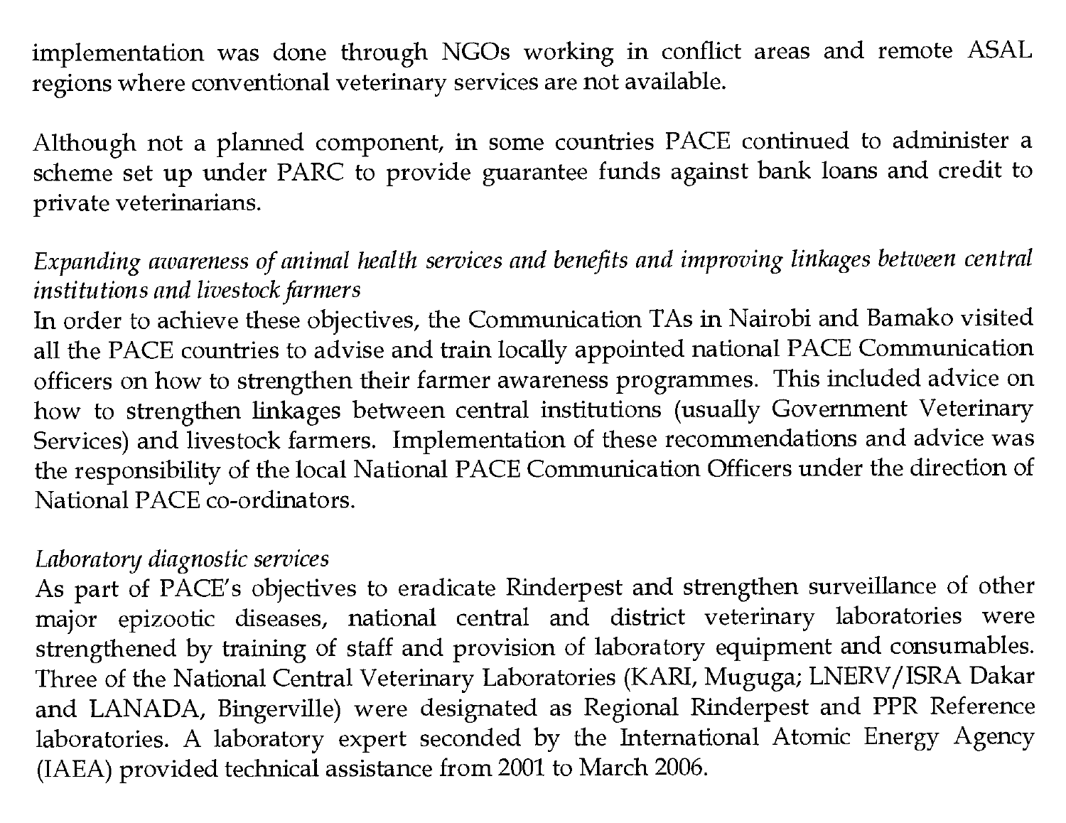implementation was done through NGOs working in conflict areas and remote ASAL regions where conventional veterinary services are not available.

Although not a planned component, in some countries PACE continued to administer a scheme set up under PARC to provide guarantee funds against bank loans and credit to private veterinarians.

*Expanding awareness of animal health services and benefits and improving linkages between central institutions and livestock farmers*

In order to achieve these objectives, the Communication TAs in Nairobi and Bamako visited all the PACE countries to advise and train locally appointed national PACE Communication officers on how to strengthen their farmer awareness programmes. This included advice on how to strengthen linkages between central institutions (usually Government Veterinary Services) and livestock farmers. Implementation of these recommendations and advice was the responsibility of the local National PACE Communication Officers under the direction of National PACE co-ordinators.

*Laboratory diagnostic services*

As part of PACE's objectives to eradicate Rinderpest and strengthen surveillance of other major epizootic diseases, national central and district veterinary laboratories were strengthened by training of staff and provision of laboratory equipment and consumables. Three of the National Central Veterinary Laboratories (KARI, Muguga; LNERV/ISRA Dakar and LANADA, Bingerville) were designated as Regional Rinderpest and PPR Reference laboratories. A laboratory expert seconded by the International Atomic Energy Agency (IAEA) provided technical assistance from 2001 to March 2006.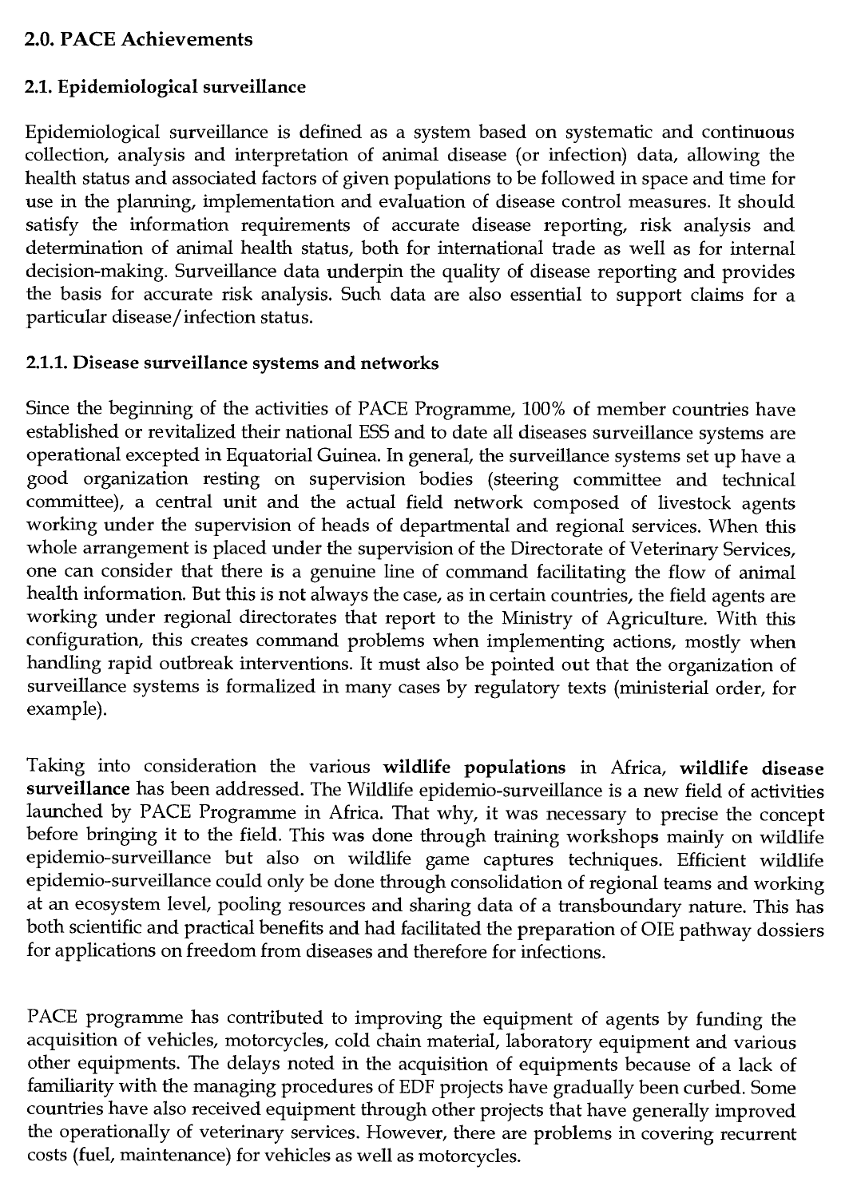## 2.0. PACE Achievements

### 2.1. Epidemiological surveillance

Epidemiological surveillance is defined as a system based on systematic and continuous collection, analysis and interpretation of animal disease (or infection) data, allowing the health status and associated factors of given populations to be followed in space and time for use in the planning, implementation and evaluation of disease control measures. It should satisfy the information requirements of accurate disease reporting, risk analysis and determination of animal health status, both for international trade as well as for internal decision-making. Surveillance data underpin the quality of disease reporting and provides the basis for accurate risk analysis. Such data are also essential to support claims for a particular disease/infection status.

#### 2.1.1. Disease surveillance systems and networks

Since the beginning of the activities of PACE Programme, 100% of member countries have established or revitalized their national ESS and to date all diseases surveillance systems are operational excepted in Equatorial Guinea. In general, the surveillance systems set up have a good organization resting on supervision bodies (steering committee and technical committee), a central unit and the actual field network composed of livestock agents working under the supervision of heads of departmental and regional services. When this whole arrangement is placed under the supervision of the Directorate of Veterinary Services, one can consider that there is a genuine line of command facilitating the flow of animal health information. But this is not always the case, as in certain countries, the field agents are working under regional directorates that report to the Ministry of Agriculture. With this configuration, this creates command problems when implementing actions, mostly when handling rapid outbreak interventions. It must also be pointed out that the organization of surveillance systems is formalized in many cases by regulatory texts (ministerial order, for example).

Taking into consideration the various **wildlife populations** in Africa, **wildlife disease surveillance** has been addressed. The Wildlife epidemio-surveillance is a new field of activities launched by PACE Programme in Africa. That why, it was necessary to precise the concept before bringing it to the field. This was done through training workshops mainly on wildlife epidemio-surveillance but also on wildlife game captures techniques. Efficient wildlife epidemio-surveillance could only be done through consolidation of regional teams and working at an ecosystem level, pooling resources and sharing data of a transboundary nature. This has both scientific and practical benefits and had facilitated the preparation of OIE pathway dossiers for applications on freedom from diseases and therefore for infections.

PACE programme has contributed to improving the equipment of agents by funding the acquisition of vehicles, motorcycles, cold chain material, laboratory equipment and various other equipments. The delays noted in the acquisition of equipments because of a lack of familiarity with the managing procedures of EDF projects have gradually been curbed. Some countries have also received equipment through other projects that have generally improved the operationally of veterinary services. However, there are problems in covering recurrent costs (fuel, maintenance) for vehicles as well as motorcycles.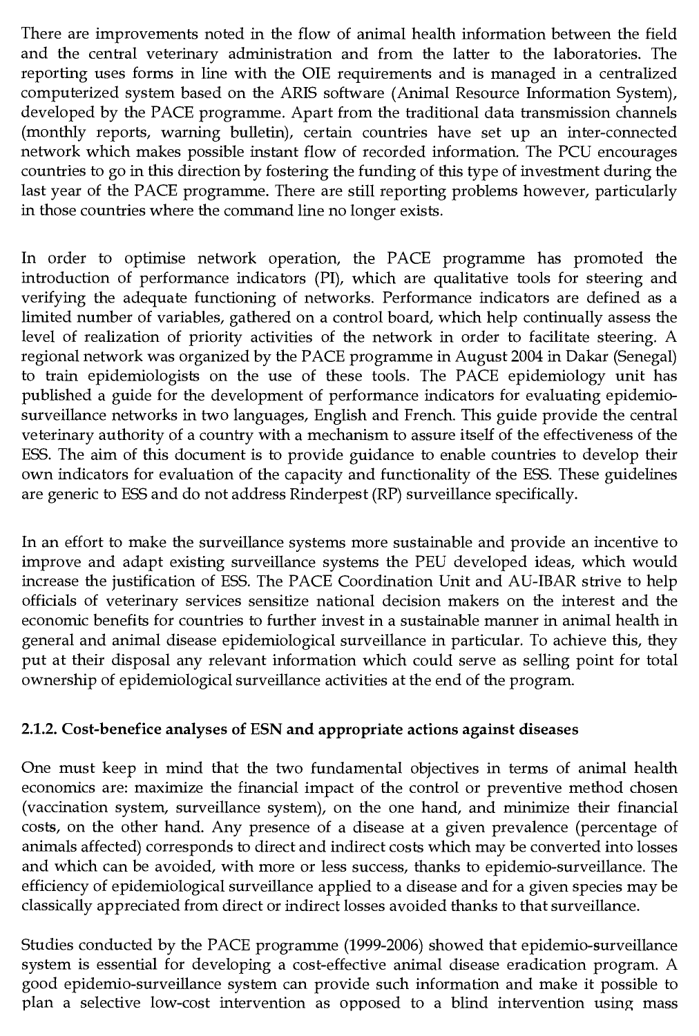There are improvements noted in the flow of animal health information between the field and the central veterinary administration and from the latter to the laboratories. The reporting uses forms in line with the OIE requirements and is managed in a centralized computerized system based on the ARIS software (Animal Resource Information System), developed by the PACE programme. Apart from the traditional data transmission channels (monthly reports, warning bulletin), certain countries have set up an inter-connected network which makes possible instant flow of recorded information. The PCU encourages countries to go in this direction by fostering the funding of this type of investment during the last year of the PACE programme. There are still reporting problems however, particularly in those countries where the command line no longer exists.

In order to optimise network operation, the PACE programme has promoted the introduction of performance indicators (PI), which are qualitative tools for steering and verifying the adequate functioning of networks. Performance indicators are defined as a limited number of variables, gathered on a control board, which help continually assess the level of realization of priority activities of the network in order to facilitate steering. A regional network was organized by the PACE programme in August 2004 in Dakar (Senegal) to train epidemiologists on the use of these tools. The PACE epidemiology unit has published a guide for the development of performance indicators for evaluating epidemio-surveillance networks in two languages, English and French. This guide provide the central veterinary authority of a country with a mechanism to assure itself of the effectiveness of the ESS. The aim of this document is to provide guidance to enable countries to develop their own indicators for evaluation of the capacity and functionality of the ESS. These guidelines are generic to ESS and do not address Rinderpest (RP) surveillance specifically.

In an effort to make the surveillance systems more sustainable and provide an incentive to improve and adapt existing surveillance systems the PEU developed ideas, which would increase the justification of ESS. The PACE Coordination Unit and AU-IBAR strive to help officials of veterinary services sensitize national decision makers on the interest and the economic benefits for countries to further invest in a sustainable manner in animal health in general and animal disease epidemiological surveillance in particular. To achieve this, they put at their disposal any relevant information which could serve as selling point for total ownership of epidemiological surveillance activities at the end of the program.

### 2.1.2. Cost-benefice analyses of ESN and appropriate actions against diseases

One must keep in mind that the two fundamental objectives in terms of animal health economics are: maximize the financial impact of the control or preventive method chosen (vaccination system, surveillance system), on the one hand, and minimize their financial costs, on the other hand. Any presence of a disease at a given prevalence (percentage of animals affected) corresponds to direct and indirect costs which may be converted into losses and which can be avoided, with more or less success, thanks to epidemio-surveillance. The efficiency of epidemiological surveillance applied to a disease and for a given species may be classically appreciated from direct or indirect losses avoided thanks to that surveillance.

Studies conducted by the PACE programme (1999-2006) showed that epidemio-surveillance system is essential for developing a cost-effective animal disease eradication program. A good epidemio-surveillance system can provide such information and make it possible to plan a selective low-cost intervention as opposed to a blind intervention using mass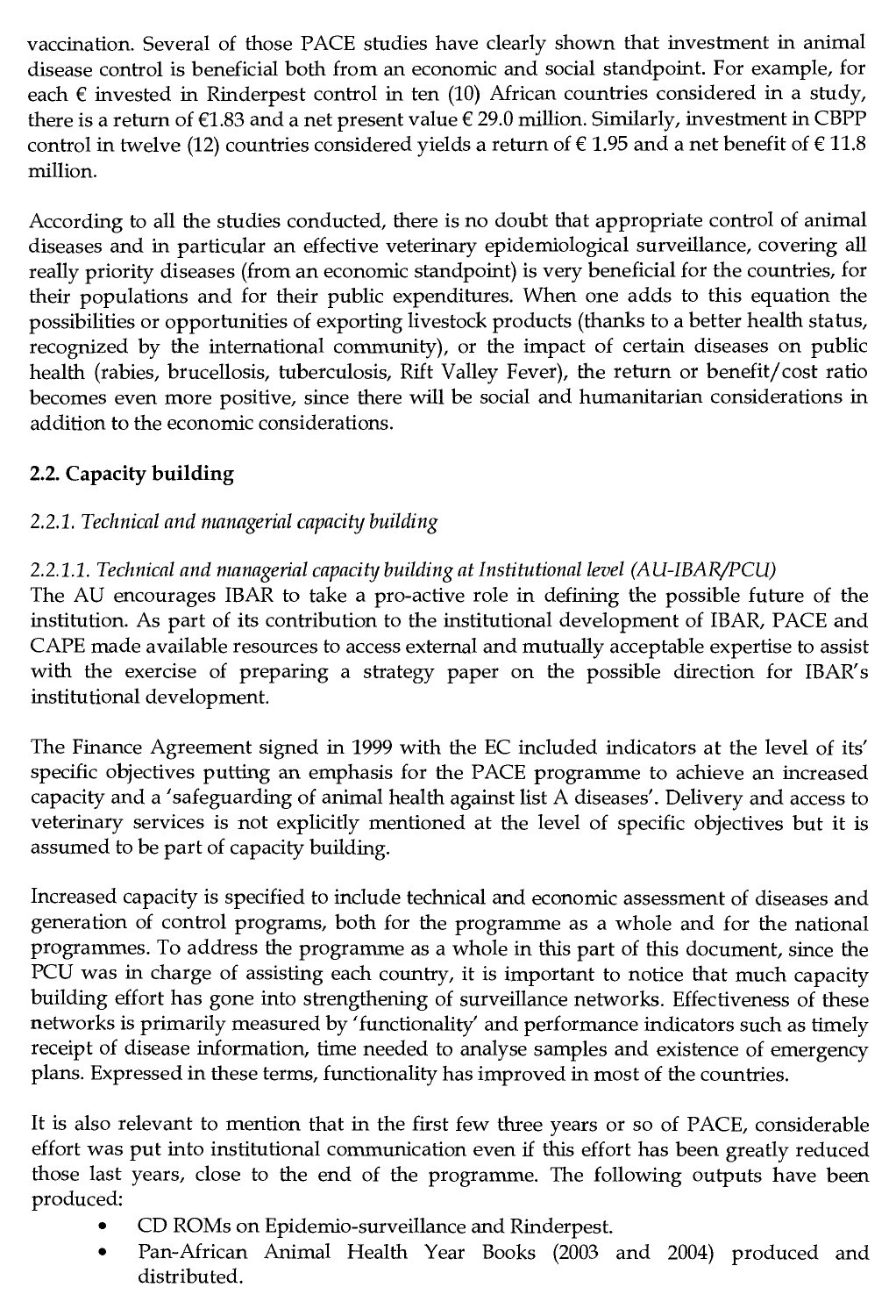vaccination. Several of those PACE studies have clearly shown that investment in animal disease control is beneficial both from an economic and social standpoint. For example, for each € invested in Rinderpest control in ten (10) African countries considered in a study, there is a return of €1.83 and a net present value € 29.0 million. Similarly, investment in CBPP control in twelve (12) countries considered yields a return of € 1.95 and a net benefit of € 11.8 million.

According to all the studies conducted, there is no doubt that appropriate control of animal diseases and in particular an effective veterinary epidemiological surveillance, covering all really priority diseases (from an economic standpoint) is very beneficial for the countries, for their populations and for their public expenditures. When one adds to this equation the possibilities or opportunities of exporting livestock products (thanks to a better health status, recognized by the international community), or the impact of certain diseases on public health (rabies, brucellosis, tuberculosis, Rift Valley Fever), the return or benefit/cost ratio becomes even more positive, since there will be social and humanitarian considerations in addition to the economic considerations.

## 2.2. Capacity building

### *2.2.1. Technical and managerial capacity building*

#### *2.2.1.1. Technical and managerial capacity building at Institutional level (AU-IBAR/PCU)*

The AU encourages IBAR to take a pro-active role in defining the possible future of the institution. As part of its contribution to the institutional development of IBAR, PACE and CAPE made available resources to access external and mutually acceptable expertise to assist with the exercise of preparing a strategy paper on the possible direction for IBAR's institutional development.

The Finance Agreement signed in 1999 with the EC included indicators at the level of its' specific objectives putting an emphasis for the PACE programme to achieve an increased capacity and a 'safeguarding of animal health against list A diseases'. Delivery and access to veterinary services is not explicitly mentioned at the level of specific objectives but it is assumed to be part of capacity building.

Increased capacity is specified to include technical and economic assessment of diseases and generation of control programs, both for the programme as a whole and for the national programmes. To address the programme as a whole in this part of this document, since the PCU was in charge of assisting each country, it is important to notice that much capacity building effort has gone into strengthening of surveillance networks. Effectiveness of these networks is primarily measured by 'functionality' and performance indicators such as timely receipt of disease information, time needed to analyse samples and existence of emergency plans. Expressed in these terms, functionality has improved in most of the countries.

It is also relevant to mention that in the first few three years or so of PACE, considerable effort was put into institutional communication even if this effort has been greatly reduced those last years, close to the end of the programme. The following outputs have been produced:

- CD ROMs on Epidemio-surveillance and Rinderpest.
- Pan-African Animal Health Year Books (2003 and 2004) produced and distributed.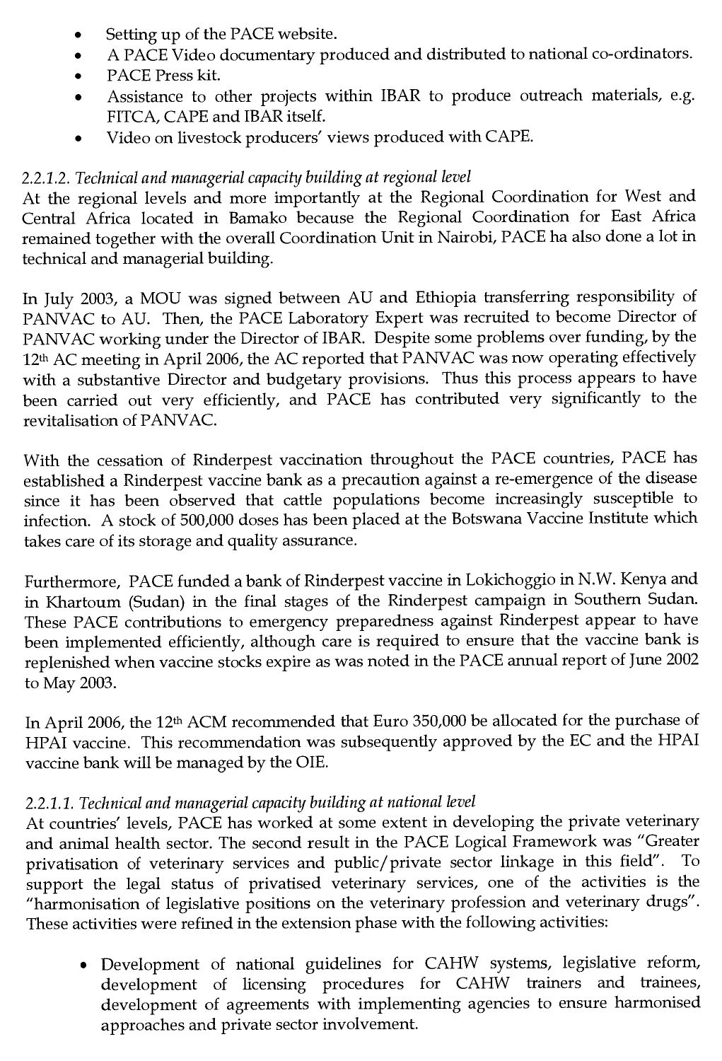- Setting up of the PACE website.
- A PACE Video documentary produced and distributed to national co-ordinators.
- PACE Press kit.
- Assistance to other projects within IBAR to produce outreach materials, e.g. FITCA, CAPE and IBAR itself.
- Video on livestock producers' views produced with CAPE.

*2.2.1.2. Technical and managerial capacity building at regional level*

At the regional levels and more importantly at the Regional Coordination for West and Central Africa located in Bamako because the Regional Coordination for East Africa remained together with the overall Coordination Unit in Nairobi, PACE ha also done a lot in technical and managerial building.

In July 2003, a MOU was signed between AU and Ethiopia transferring responsibility of PANVAC to AU. Then, the PACE Laboratory Expert was recruited to become Director of PANVAC working under the Director of IBAR. Despite some problems over funding, by the 12th AC meeting in April 2006, the AC reported that PANVAC was now operating effectively with a substantive Director and budgetary provisions. Thus this process appears to have been carried out very efficiently, and PACE has contributed very significantly to the revitalisation of PANVAC.

With the cessation of Rinderpest vaccination throughout the PACE countries, PACE has established a Rinderpest vaccine bank as a precaution against a re-emergence of the disease since it has been observed that cattle populations become increasingly susceptible to infection. A stock of 500,000 doses has been placed at the Botswana Vaccine Institute which takes care of its storage and quality assurance.

Furthermore, PACE funded a bank of Rinderpest vaccine in Lokichoggio in N.W. Kenya and in Khartoum (Sudan) in the final stages of the Rinderpest campaign in Southern Sudan. These PACE contributions to emergency preparedness against Rinderpest appear to have been implemented efficiently, although care is required to ensure that the vaccine bank is replenished when vaccine stocks expire as was noted in the PACE annual report of June 2002 to May 2003.

In April 2006, the 12th ACM recommended that Euro 350,000 be allocated for the purchase of HPAI vaccine. This recommendation was subsequently approved by the EC and the HPAI vaccine bank will be managed by the OIE.

*2.2.1.1. Technical and managerial capacity building at national level*

At countries' levels, PACE has worked at some extent in developing the private veterinary and animal health sector. The second result in the PACE Logical Framework was "Greater privatisation of veterinary services and public/private sector linkage in this field". To support the legal status of privatised veterinary services, one of the activities is the "harmonisation of legislative positions on the veterinary profession and veterinary drugs". These activities were refined in the extension phase with the following activities:

- Development of national guidelines for CAHW systems, legislative reform, development of licensing procedures for CAHW trainers and trainees, development of agreements with implementing agencies to ensure harmonised approaches and private sector involvement.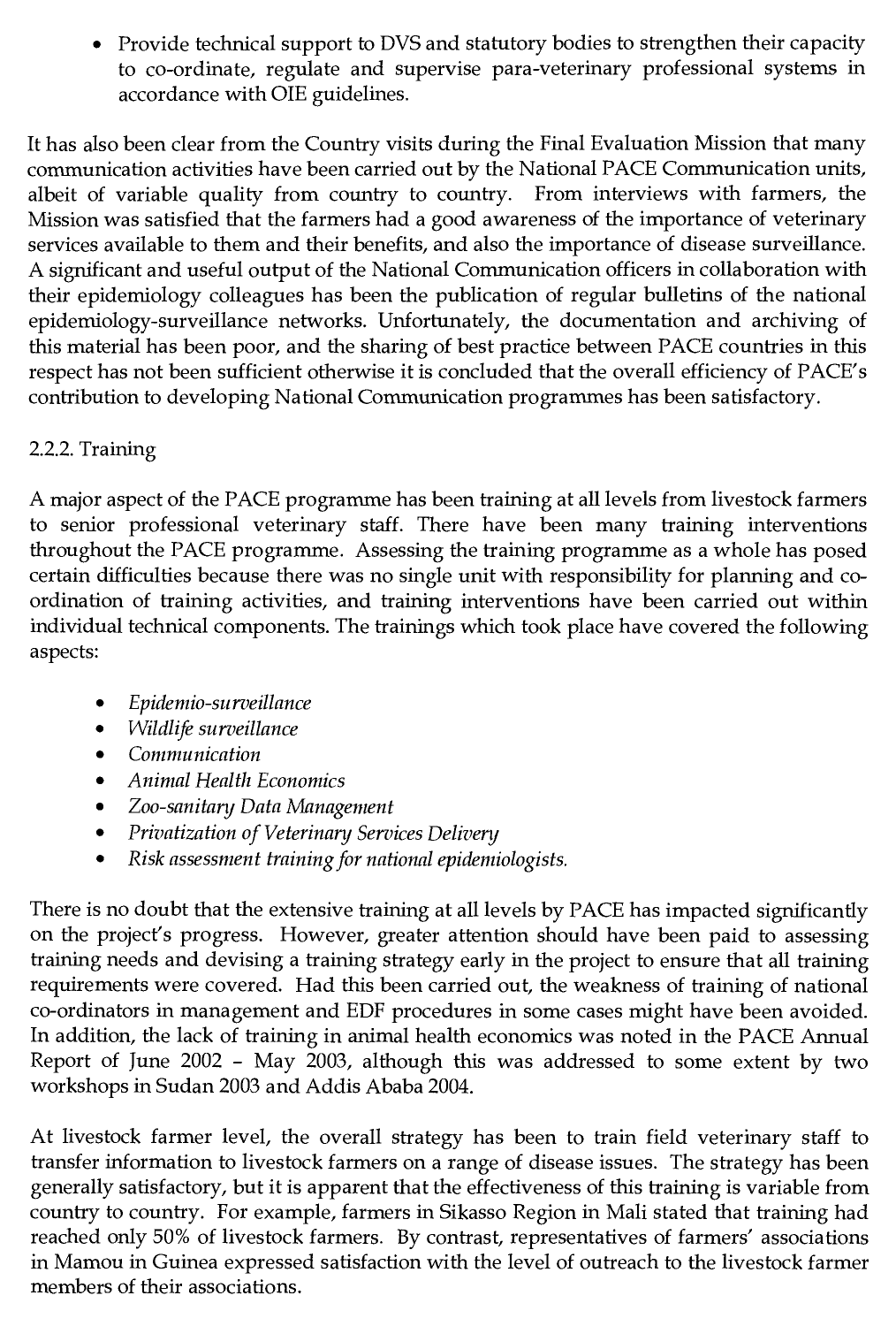- Provide technical support to DVS and statutory bodies to strengthen their capacity to co-ordinate, regulate and supervise para-veterinary professional systems in accordance with OIE guidelines.

It has also been clear from the Country visits during the Final Evaluation Mission that many communication activities have been carried out by the National PACE Communication units, albeit of variable quality from country to country. From interviews with farmers, the Mission was satisfied that the farmers had a good awareness of the importance of veterinary services available to them and their benefits, and also the importance of disease surveillance. A significant and useful output of the National Communication officers in collaboration with their epidemiology colleagues has been the publication of regular bulletins of the national epidemiology-surveillance networks. Unfortunately, the documentation and archiving of this material has been poor, and the sharing of best practice between PACE countries in this respect has not been sufficient otherwise it is concluded that the overall efficiency of PACE's contribution to developing National Communication programmes has been satisfactory.

2.2.2. Training

A major aspect of the PACE programme has been training at all levels from livestock farmers to senior professional veterinary staff. There have been many training interventions throughout the PACE programme. Assessing the training programme as a whole has posed certain difficulties because there was no single unit with responsibility for planning and co-ordination of training activities, and training interventions have been carried out within individual technical components. The trainings which took place have covered the following aspects:

- *Epidemio-surveillance*
- *Wildlife surveillance*
- *Communication*
- *Animal Health Economics*
- *Zoo-sanitary Data Management*
- *Privatization of Veterinary Services Delivery*
- *Risk assessment training for national epidemiologists.*

There is no doubt that the extensive training at all levels by PACE has impacted significantly on the project's progress. However, greater attention should have been paid to assessing training needs and devising a training strategy early in the project to ensure that all training requirements were covered. Had this been carried out, the weakness of training of national co-ordinators in management and EDF procedures in some cases might have been avoided. In addition, the lack of training in animal health economics was noted in the PACE Annual Report of June 2002 – May 2003, although this was addressed to some extent by two workshops in Sudan 2003 and Addis Ababa 2004.

At livestock farmer level, the overall strategy has been to train field veterinary staff to transfer information to livestock farmers on a range of disease issues. The strategy has been generally satisfactory, but it is apparent that the effectiveness of this training is variable from country to country. For example, farmers in Sikasso Region in Mali stated that training had reached only 50% of livestock farmers. By contrast, representatives of farmers' associations in Mamou in Guinea expressed satisfaction with the level of outreach to the livestock farmer members of their associations.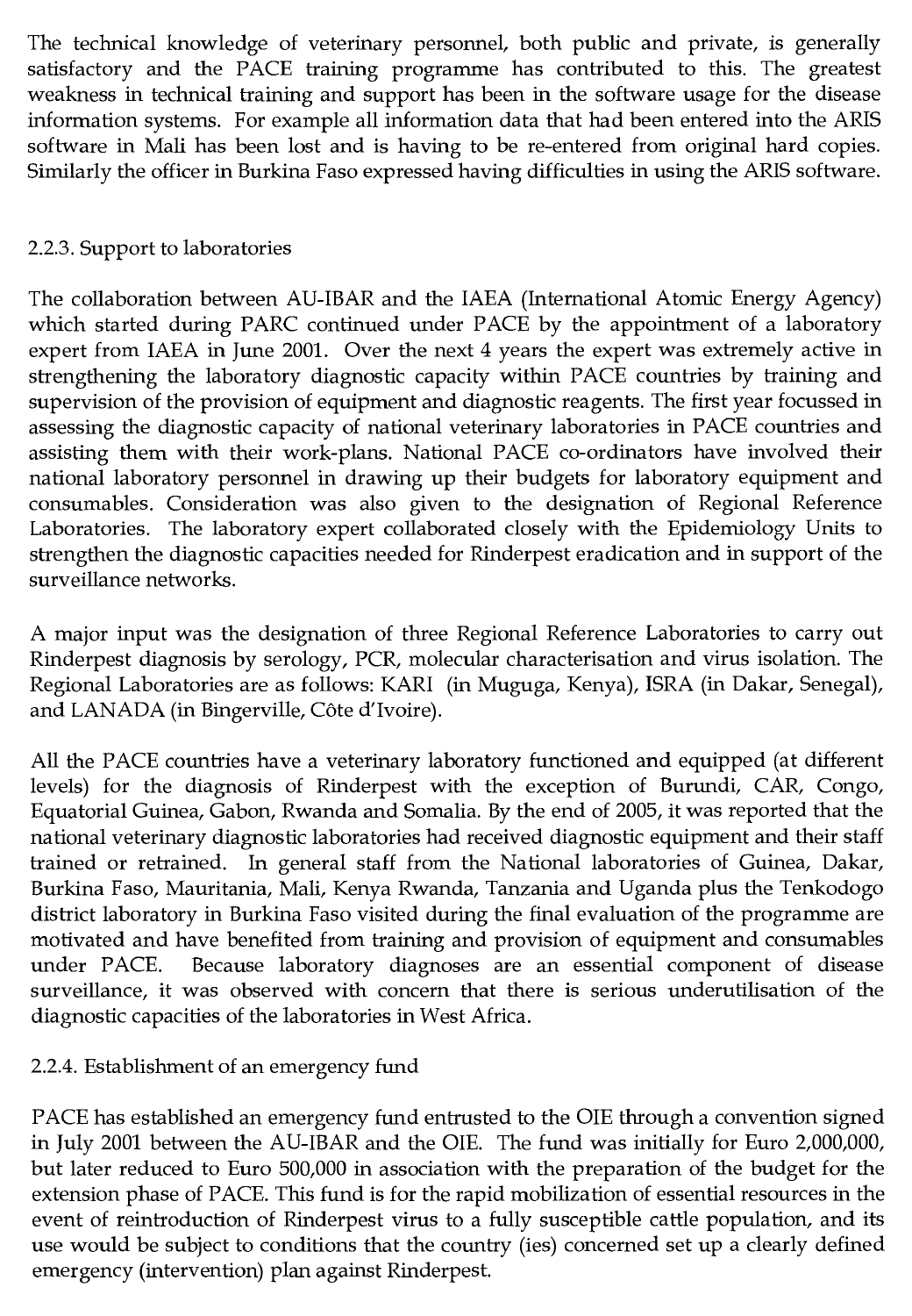The technical knowledge of veterinary personnel, both public and private, is generally satisfactory and the PACE training programme has contributed to this. The greatest weakness in technical training and support has been in the software usage for the disease information systems. For example all information data that had been entered into the ARIS software in Mali has been lost and is having to be re-entered from original hard copies. Similarly the officer in Burkina Faso expressed having difficulties in using the ARIS software.

### 2.2.3. Support to laboratories

The collaboration between AU-IBAR and the IAEA (International Atomic Energy Agency) which started during PARC continued under PACE by the appointment of a laboratory expert from IAEA in June 2001. Over the next 4 years the expert was extremely active in strengthening the laboratory diagnostic capacity within PACE countries by training and supervision of the provision of equipment and diagnostic reagents. The first year focussed in assessing the diagnostic capacity of national veterinary laboratories in PACE countries and assisting them with their work-plans. National PACE co-ordinators have involved their national laboratory personnel in drawing up their budgets for laboratory equipment and consumables. Consideration was also given to the designation of Regional Reference Laboratories. The laboratory expert collaborated closely with the Epidemiology Units to strengthen the diagnostic capacities needed for Rinderpest eradication and in support of the surveillance networks.

A major input was the designation of three Regional Reference Laboratories to carry out Rinderpest diagnosis by serology, PCR, molecular characterisation and virus isolation. The Regional Laboratories are as follows: KARI (in Muguga, Kenya), ISRA (in Dakar, Senegal), and LANADA (in Bingerville, Côte d'Ivoire).

All the PACE countries have a veterinary laboratory functioned and equipped (at different levels) for the diagnosis of Rinderpest with the exception of Burundi, CAR, Congo, Equatorial Guinea, Gabon, Rwanda and Somalia. By the end of 2005, it was reported that the national veterinary diagnostic laboratories had received diagnostic equipment and their staff trained or retrained. In general staff from the National laboratories of Guinea, Dakar, Burkina Faso, Mauritania, Mali, Kenya Rwanda, Tanzania and Uganda plus the Tenkodogo district laboratory in Burkina Faso visited during the final evaluation of the programme are motivated and have benefited from training and provision of equipment and consumables under PACE. Because laboratory diagnoses are an essential component of disease surveillance, it was observed with concern that there is serious underutilisation of the diagnostic capacities of the laboratories in West Africa.

### 2.2.4. Establishment of an emergency fund

PACE has established an emergency fund entrusted to the OIE through a convention signed in July 2001 between the AU-IBAR and the OIE. The fund was initially for Euro 2,000,000, but later reduced to Euro 500,000 in association with the preparation of the budget for the extension phase of PACE. This fund is for the rapid mobilization of essential resources in the event of reintroduction of Rinderpest virus to a fully susceptible cattle population, and its use would be subject to conditions that the country (ies) concerned set up a clearly defined emergency (intervention) plan against Rinderpest.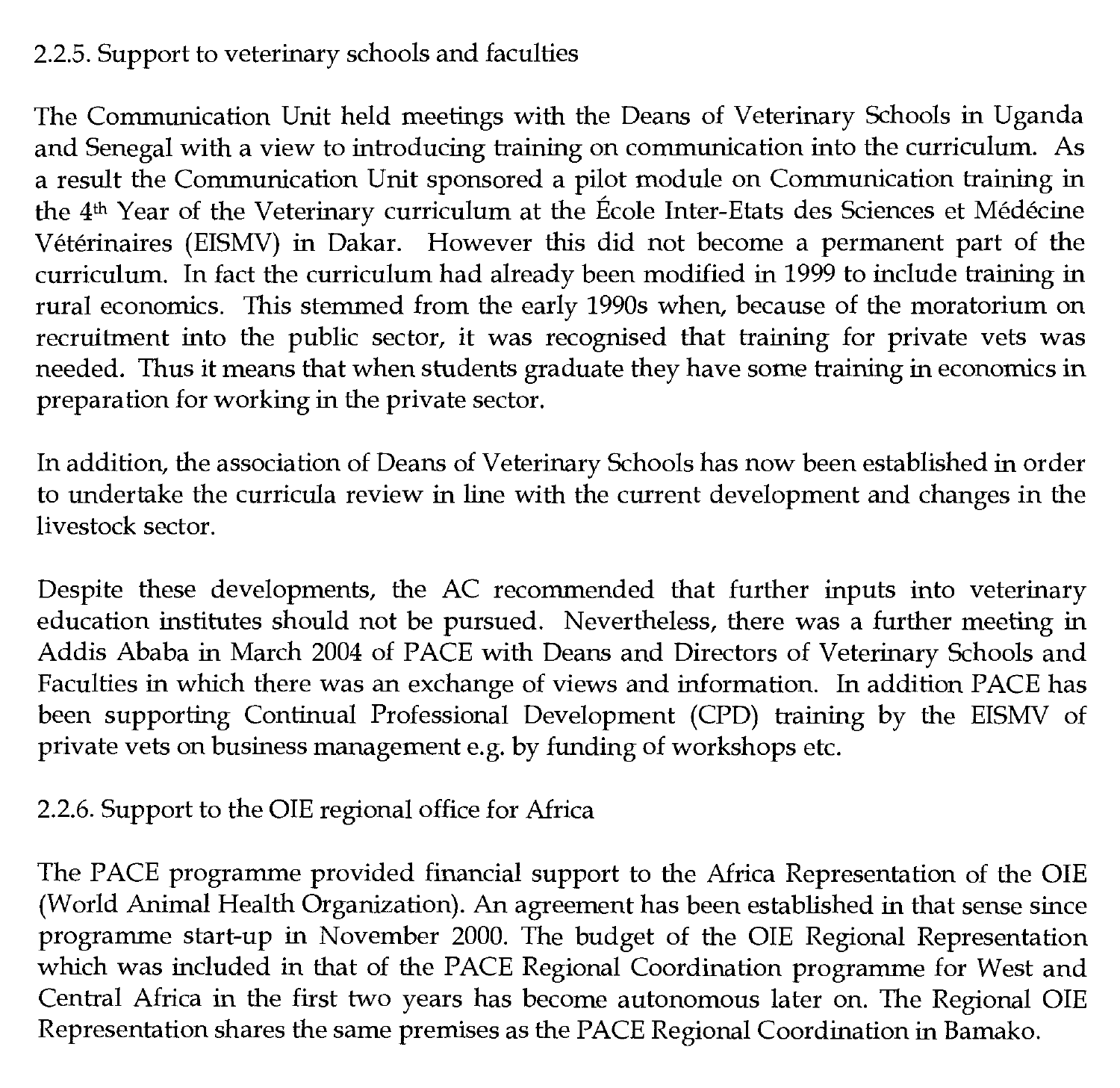### 2.2.5. Support to veterinary schools and faculties

The Communication Unit held meetings with the Deans of Veterinary Schools in Uganda and Senegal with a view to introducing training on communication into the curriculum. As a result the Communication Unit sponsored a pilot module on Communication training in the 4th Year of the Veterinary curriculum at the École Inter-Etats des Sciences et Médécine Vétérinaires (EISMV) in Dakar. However this did not become a permanent part of the curriculum. In fact the curriculum had already been modified in 1999 to include training in rural economics. This stemmed from the early 1990s when, because of the moratorium on recruitment into the public sector, it was recognised that training for private vets was needed. Thus it means that when students graduate they have some training in economics in preparation for working in the private sector.

In addition, the association of Deans of Veterinary Schools has now been established in order to undertake the curricula review in line with the current development and changes in the livestock sector.

Despite these developments, the AC recommended that further inputs into veterinary education institutes should not be pursued. Nevertheless, there was a further meeting in Addis Ababa in March 2004 of PACE with Deans and Directors of Veterinary Schools and Faculties in which there was an exchange of views and information. In addition PACE has been supporting Continual Professional Development (CPD) training by the EISMV of private vets on business management e.g. by funding of workshops etc.

### 2.2.6. Support to the OIE regional office for Africa

The PACE programme provided financial support to the Africa Representation of the OIE (World Animal Health Organization). An agreement has been established in that sense since programme start-up in November 2000. The budget of the OIE Regional Representation which was included in that of the PACE Regional Coordination programme for West and Central Africa in the first two years has become autonomous later on. The Regional OIE Representation shares the same premises as the PACE Regional Coordination in Bamako.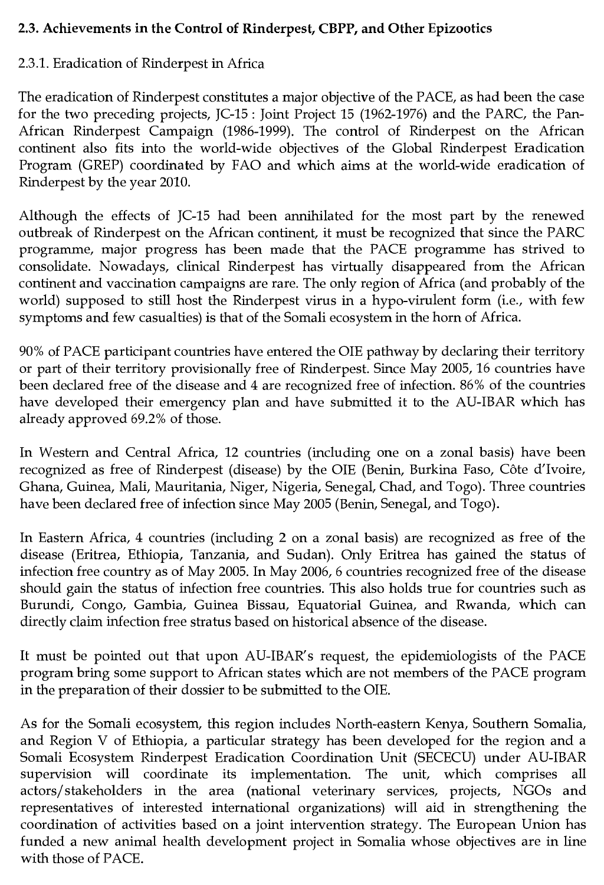## 2.3. Achievements in the Control of Rinderpest, CBPP, and Other Epizootics

### 2.3.1. Eradication of Rinderpest in Africa

The eradication of Rinderpest constitutes a major objective of the PACE, as had been the case for the two preceding projects, JC-15 : Joint Project 15 (1962-1976) and the PARC, the Pan-African Rinderpest Campaign (1986-1999). The control of Rinderpest on the African continent also fits into the world-wide objectives of the Global Rinderpest Eradication Program (GREP) coordinated by FAO and which aims at the world-wide eradication of Rinderpest by the year 2010.

Although the effects of JC-15 had been annihilated for the most part by the renewed outbreak of Rinderpest on the African continent, it must be recognized that since the PARC programme, major progress has been made that the PACE programme has strived to consolidate. Nowadays, clinical Rinderpest has virtually disappeared from the African continent and vaccination campaigns are rare. The only region of Africa (and probably of the world) supposed to still host the Rinderpest virus in a hypo-virulent form (i.e., with few symptoms and few casualties) is that of the Somali ecosystem in the horn of Africa.

90% of PACE participant countries have entered the OIE pathway by declaring their territory or part of their territory provisionally free of Rinderpest. Since May 2005, 16 countries have been declared free of the disease and 4 are recognized free of infection. 86% of the countries have developed their emergency plan and have submitted it to the AU-IBAR which has already approved 69.2% of those.

In Western and Central Africa, 12 countries (including one on a zonal basis) have been recognized as free of Rinderpest (disease) by the OIE (Benin, Burkina Faso, Côte d'Ivoire, Ghana, Guinea, Mali, Mauritania, Niger, Nigeria, Senegal, Chad, and Togo). Three countries have been declared free of infection since May 2005 (Benin, Senegal, and Togo).

In Eastern Africa, 4 countries (including 2 on a zonal basis) are recognized as free of the disease (Eritrea, Ethiopia, Tanzania, and Sudan). Only Eritrea has gained the status of infection free country as of May 2005. In May 2006, 6 countries recognized free of the disease should gain the status of infection free countries. This also holds true for countries such as Burundi, Congo, Gambia, Guinea Bissau, Equatorial Guinea, and Rwanda, which can directly claim infection free stratus based on historical absence of the disease.

It must be pointed out that upon AU-IBAR's request, the epidemiologists of the PACE program bring some support to African states which are not members of the PACE program in the preparation of their dossier to be submitted to the OIE.

As for the Somali ecosystem, this region includes North-eastern Kenya, Southern Somalia, and Region V of Ethiopia, a particular strategy has been developed for the region and a Somali Ecosystem Rinderpest Eradication Coordination Unit (SECECU) under AU-IBAR supervision will coordinate its implementation. The unit, which comprises all actors/stakeholders in the area (national veterinary services, projects, NGOs and representatives of interested international organizations) will aid in strengthening the coordination of activities based on a joint intervention strategy. The European Union has funded a new animal health development project in Somalia whose objectives are in line with those of PACE.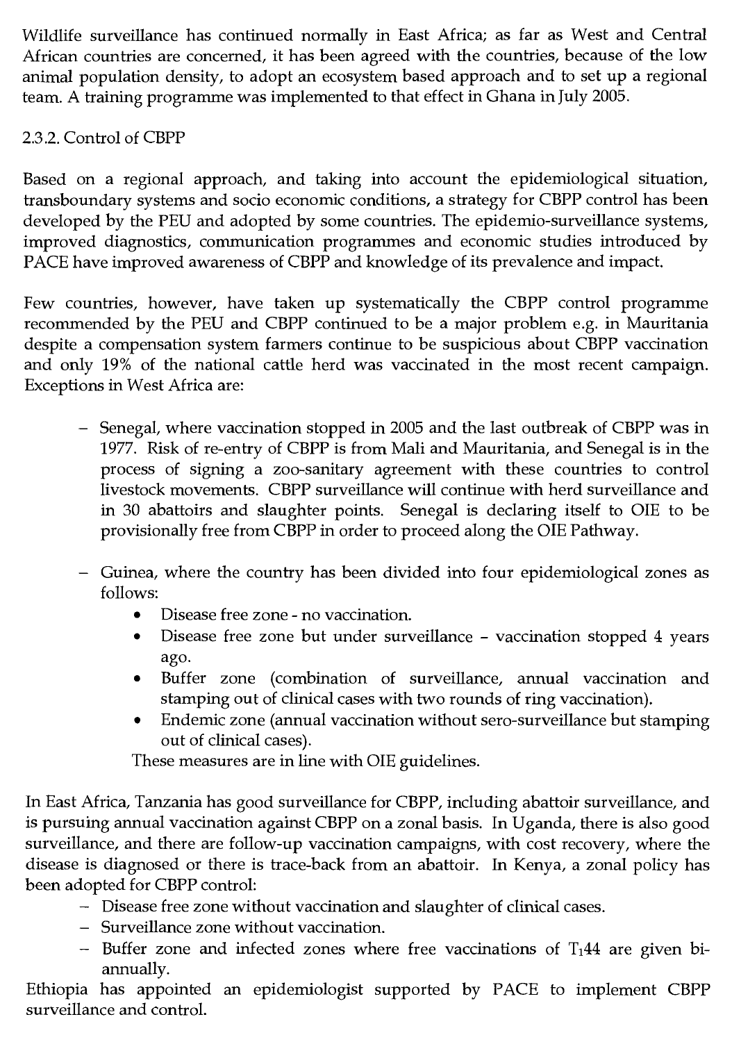Wildlife surveillance has continued normally in East Africa; as far as West and Central African countries are concerned, it has been agreed with the countries, because of the low animal population density, to adopt an ecosystem based approach and to set up a regional team. A training programme was implemented to that effect in Ghana in July 2005.

### 2.3.2. Control of CBPP

Based on a regional approach, and taking into account the epidemiological situation, transboundary systems and socio economic conditions, a strategy for CBPP control has been developed by the PEU and adopted by some countries. The epidemio-surveillance systems, improved diagnostics, communication programmes and economic studies introduced by PACE have improved awareness of CBPP and knowledge of its prevalence and impact.

Few countries, however, have taken up systematically the CBPP control programme recommended by the PEU and CBPP continued to be a major problem e.g. in Mauritania despite a compensation system farmers continue to be suspicious about CBPP vaccination and only 19% of the national cattle herd was vaccinated in the most recent campaign. Exceptions in West Africa are:

- Senegal, where vaccination stopped in 2005 and the last outbreak of CBPP was in 1977. Risk of re-entry of CBPP is from Mali and Mauritania, and Senegal is in the process of signing a zoo-sanitary agreement with these countries to control livestock movements. CBPP surveillance will continue with herd surveillance and in 30 abattoirs and slaughter points. Senegal is declaring itself to OIE to be provisionally free from CBPP in order to proceed along the OIE Pathway.

- Guinea, where the country has been divided into four epidemiological zones as follows:
  - Disease free zone - no vaccination.
  - Disease free zone but under surveillance – vaccination stopped 4 years ago.
  - Buffer zone (combination of surveillance, annual vaccination and stamping out of clinical cases with two rounds of ring vaccination).
  - Endemic zone (annual vaccination without sero-surveillance but stamping out of clinical cases).

  These measures are in line with OIE guidelines.

In East Africa, Tanzania has good surveillance for CBPP, including abattoir surveillance, and is pursuing annual vaccination against CBPP on a zonal basis. In Uganda, there is also good surveillance, and there are follow-up vaccination campaigns, with cost recovery, where the disease is diagnosed or there is trace-back from an abattoir. In Kenya, a zonal policy has been adopted for CBPP control:

- Disease free zone without vaccination and slaughter of clinical cases.
- Surveillance zone without vaccination.
- Buffer zone and infected zones where free vaccinations of $T_1 44$ are given bi-annually.

Ethiopia has appointed an epidemiologist supported by PACE to implement CBPP surveillance and control.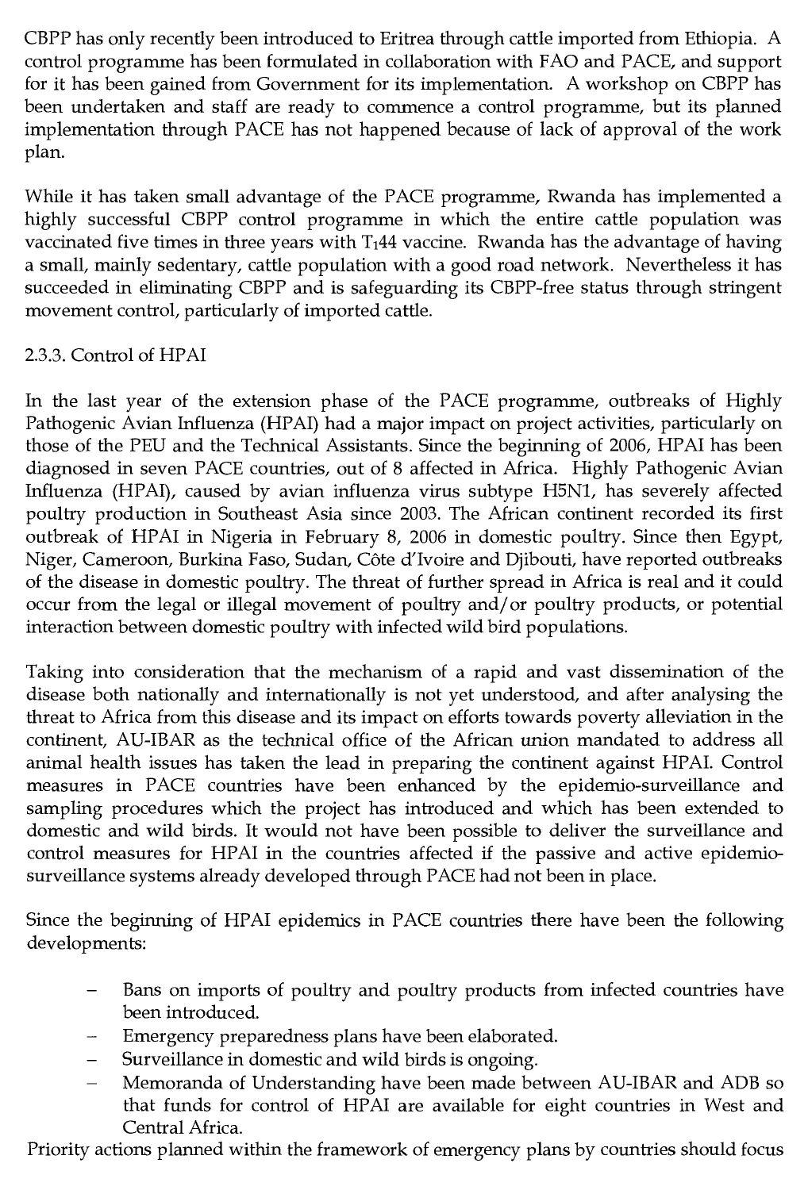CBPP has only recently been introduced to Eritrea through cattle imported from Ethiopia. A control programme has been formulated in collaboration with FAO and PACE, and support for it has been gained from Government for its implementation. A workshop on CBPP has been undertaken and staff are ready to commence a control programme, but its planned implementation through PACE has not happened because of lack of approval of the work plan.

While it has taken small advantage of the PACE programme, Rwanda has implemented a highly successful CBPP control programme in which the entire cattle population was vaccinated five times in three years with $T_144$ vaccine. Rwanda has the advantage of having a small, mainly sedentary, cattle population with a good road network. Nevertheless it has succeeded in eliminating CBPP and is safeguarding its CBPP-free status through stringent movement control, particularly of imported cattle.

### 2.3.3. Control of HPAI

In the last year of the extension phase of the PACE programme, outbreaks of Highly Pathogenic Avian Influenza (HPAI) had a major impact on project activities, particularly on those of the PEU and the Technical Assistants. Since the beginning of 2006, HPAI has been diagnosed in seven PACE countries, out of 8 affected in Africa. Highly Pathogenic Avian Influenza (HPAI), caused by avian influenza virus subtype H5N1, has severely affected poultry production in Southeast Asia since 2003. The African continent recorded its first outbreak of HPAI in Nigeria in February 8, 2006 in domestic poultry. Since then Egypt, Niger, Cameroon, Burkina Faso, Sudan, Côte d'Ivoire and Djibouti, have reported outbreaks of the disease in domestic poultry. The threat of further spread in Africa is real and it could occur from the legal or illegal movement of poultry and/or poultry products, or potential interaction between domestic poultry with infected wild bird populations.

Taking into consideration that the mechanism of a rapid and vast dissemination of the disease both nationally and internationally is not yet understood, and after analysing the threat to Africa from this disease and its impact on efforts towards poverty alleviation in the continent, AU-IBAR as the technical office of the African union mandated to address all animal health issues has taken the lead in preparing the continent against HPAI. Control measures in PACE countries have been enhanced by the epidemio-surveillance and sampling procedures which the project has introduced and which has been extended to domestic and wild birds. It would not have been possible to deliver the surveillance and control measures for HPAI in the countries affected if the passive and active epidemio-surveillance systems already developed through PACE had not been in place.

Since the beginning of HPAI epidemics in PACE countries there have been the following developments:

- Bans on imports of poultry and poultry products from infected countries have been introduced.
- Emergency preparedness plans have been elaborated.
- Surveillance in domestic and wild birds is ongoing.
- Memoranda of Understanding have been made between AU-IBAR and ADB so that funds for control of HPAI are available for eight countries in West and Central Africa.

Priority actions planned within the framework of emergency plans by countries should focus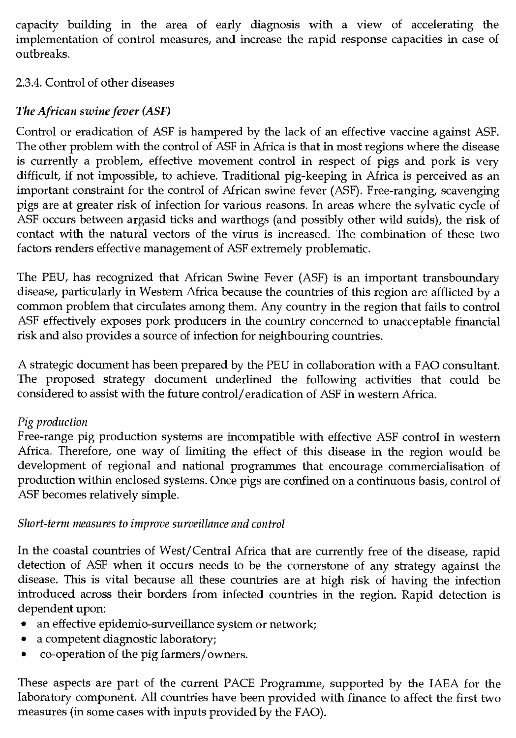capacity building in the area of early diagnosis with a view of accelerating the implementation of control measures, and increase the rapid response capacities in case of outbreaks.

2.3.4. Control of other diseases

### *The African swine fever (ASF)*

Control or eradication of ASF is hampered by the lack of an effective vaccine against ASF. The other problem with the control of ASF in Africa is that in most regions where the disease is currently a problem, effective movement control in respect of pigs and pork is very difficult, if not impossible, to achieve. Traditional pig-keeping in Africa is perceived as an important constraint for the control of African swine fever (ASF). Free-ranging, scavenging pigs are at greater risk of infection for various reasons. In areas where the sylvatic cycle of ASF occurs between argasid ticks and warthogs (and possibly other wild suids), the risk of contact with the natural vectors of the virus is increased. The combination of these two factors renders effective management of ASF extremely problematic.

The PEU, has recognized that African Swine Fever (ASF) is an important transboundary disease, particularly in Western Africa because the countries of this region are afflicted by a common problem that circulates among them. Any country in the region that fails to control ASF effectively exposes pork producers in the country concerned to unacceptable financial risk and also provides a source of infection for neighbouring countries.

A strategic document has been prepared by the PEU in collaboration with a FAO consultant. The proposed strategy document underlined the following activities that could be considered to assist with the future control/eradication of ASF in western Africa.

*Pig production*

Free-range pig production systems are incompatible with effective ASF control in western Africa. Therefore, one way of limiting the effect of this disease in the region would be development of regional and national programmes that encourage commercialisation of production within enclosed systems. Once pigs are confined on a continuous basis, control of ASF becomes relatively simple.

*Short-term measures to improve surveillance and control*

In the coastal countries of West/Central Africa that are currently free of the disease, rapid detection of ASF when it occurs needs to be the cornerstone of any strategy against the disease. This is vital because all these countries are at high risk of having the infection introduced across their borders from infected countries in the region. Rapid detection is dependent upon:

- an effective epidemio-surveillance system or network;
- a competent diagnostic laboratory;
- co-operation of the pig farmers/owners.

These aspects are part of the current PACE Programme, supported by the IAEA for the laboratory component. All countries have been provided with finance to affect the first two measures (in some cases with inputs provided by the FAO).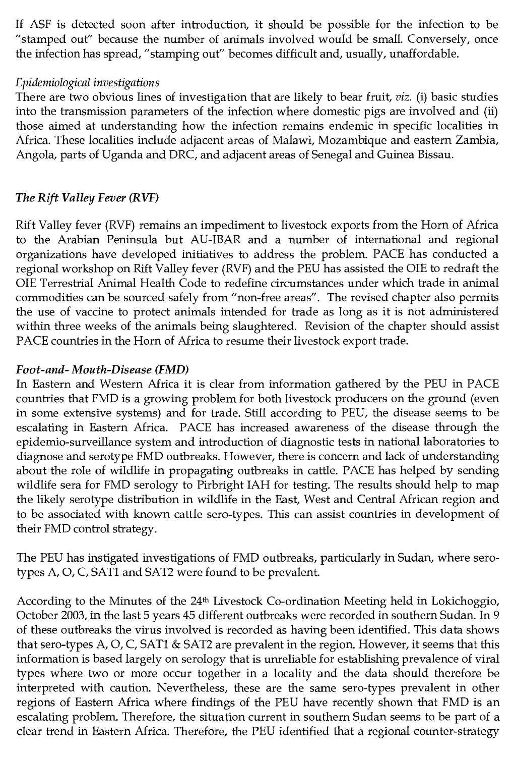If ASF is detected soon after introduction, it should be possible for the infection to be "stamped out" because the number of animals involved would be small. Conversely, once the infection has spread, "stamping out" becomes difficult and, usually, unaffordable.

*Epidemiological investigations*

There are two obvious lines of investigation that are likely to bear fruit, *viz.* (i) basic studies into the transmission parameters of the infection where domestic pigs are involved and (ii) those aimed at understanding how the infection remains endemic in specific localities in Africa. These localities include adjacent areas of Malawi, Mozambique and eastern Zambia, Angola, parts of Uganda and DRC, and adjacent areas of Senegal and Guinea Bissau.

### *The Rift Valley Fever (RVF)*

Rift Valley fever (RVF) remains an impediment to livestock exports from the Horn of Africa to the Arabian Peninsula but AU-IBAR and a number of international and regional organizations have developed initiatives to address the problem. PACE has conducted a regional workshop on Rift Valley fever (RVF) and the PEU has assisted the OIE to redraft the OIE Terrestrial Animal Health Code to redefine circumstances under which trade in animal commodities can be sourced safely from "non-free areas". The revised chapter also permits the use of vaccine to protect animals intended for trade as long as it is not administered within three weeks of the animals being slaughtered. Revision of the chapter should assist PACE countries in the Horn of Africa to resume their livestock export trade.

### *Foot-and- Mouth-Disease (FMD)*

In Eastern and Western Africa it is clear from information gathered by the PEU in PACE countries that FMD is a growing problem for both livestock producers on the ground (even in some extensive systems) and for trade. Still according to PEU, the disease seems to be escalating in Eastern Africa. PACE has increased awareness of the disease through the epidemio-surveillance system and introduction of diagnostic tests in national laboratories to diagnose and serotype FMD outbreaks. However, there is concern and lack of understanding about the role of wildlife in propagating outbreaks in cattle. PACE has helped by sending wildlife sera for FMD serology to Pirbright IAH for testing. The results should help to map the likely serotype distribution in wildlife in the East, West and Central African region and to be associated with known cattle sero-types. This can assist countries in development of their FMD control strategy.

The PEU has instigated investigations of FMD outbreaks, particularly in Sudan, where sero-types A, O, C, SAT1 and SAT2 were found to be prevalent.

According to the Minutes of the 24th Livestock Co-ordination Meeting held in Lokichoggio, October 2003, in the last 5 years 45 different outbreaks were recorded in southern Sudan. In 9 of these outbreaks the virus involved is recorded as having been identified. This data shows that sero-types A, O, C, SAT1 & SAT2 are prevalent in the region. However, it seems that this information is based largely on serology that is unreliable for establishing prevalence of viral types where two or more occur together in a locality and the data should therefore be interpreted with caution. Nevertheless, these are the same sero-types prevalent in other regions of Eastern Africa where findings of the PEU have recently shown that FMD is an escalating problem. Therefore, the situation current in southern Sudan seems to be part of a clear trend in Eastern Africa. Therefore, the PEU identified that a regional counter-strategy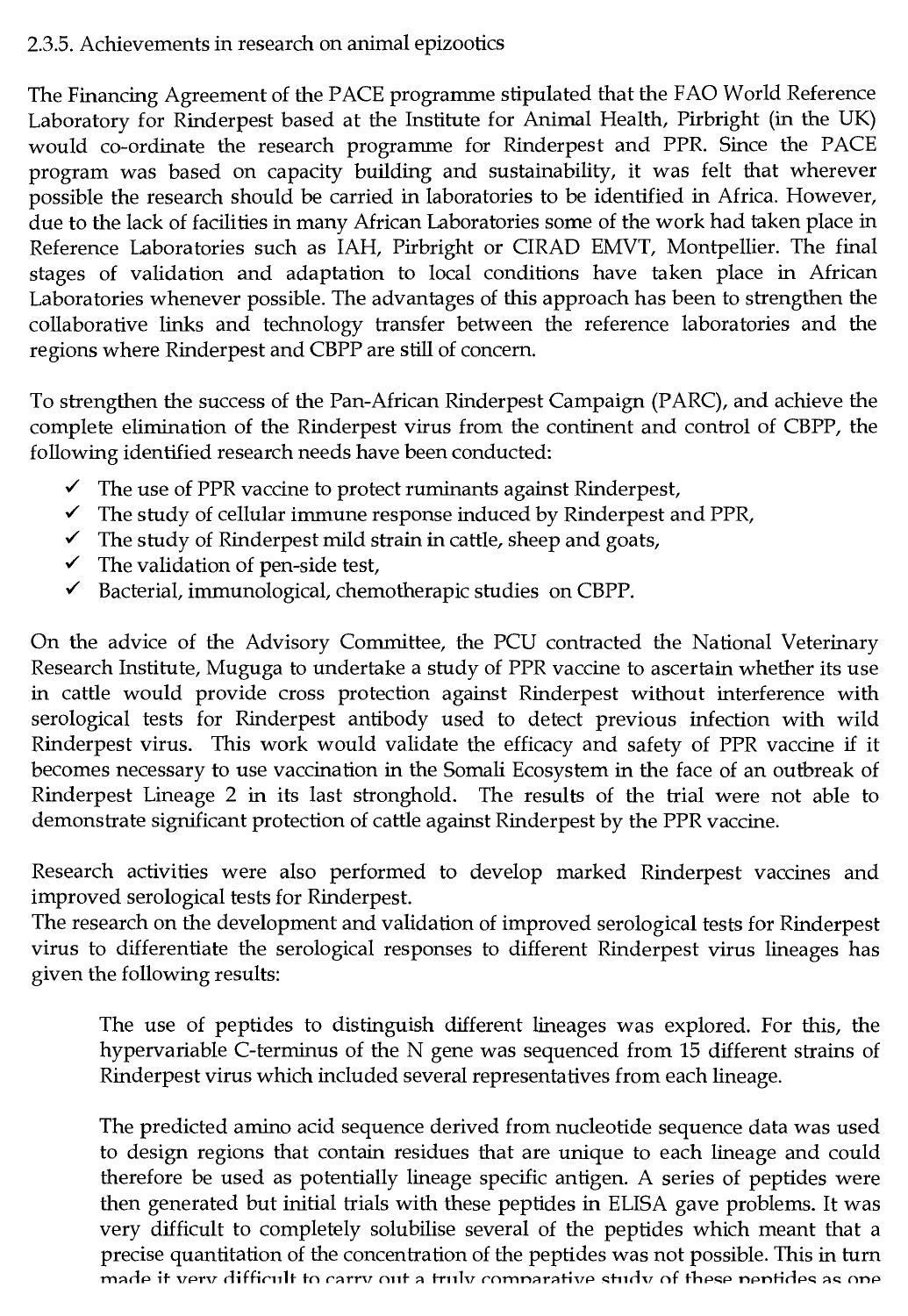### 2.3.5. Achievements in research on animal epizootics

The Financing Agreement of the PACE programme stipulated that the FAO World Reference Laboratory for Rinderpest based at the Institute for Animal Health, Pirbright (in the UK) would co-ordinate the research programme for Rinderpest and PPR. Since the PACE program was based on capacity building and sustainability, it was felt that wherever possible the research should be carried in laboratories to be identified in Africa. However, due to the lack of facilities in many African Laboratories some of the work had taken place in Reference Laboratories such as IAH, Pirbright or CIRAD EMVT, Montpellier. The final stages of validation and adaptation to local conditions have taken place in African Laboratories whenever possible. The advantages of this approach has been to strengthen the collaborative links and technology transfer between the reference laboratories and the regions where Rinderpest and CBPP are still of concern.

To strengthen the success of the Pan-African Rinderpest Campaign (PARC), and achieve the complete elimination of the Rinderpest virus from the continent and control of CBPP, the following identified research needs have been conducted:

- ✓ The use of PPR vaccine to protect ruminants against Rinderpest,
- ✓ The study of cellular immune response induced by Rinderpest and PPR,
- ✓ The study of Rinderpest mild strain in cattle, sheep and goats,
- ✓ The validation of pen-side test,
- ✓ Bacterial, immunological, chemotherapic studies on CBPP.

On the advice of the Advisory Committee, the PCU contracted the National Veterinary Research Institute, Muguga to undertake a study of PPR vaccine to ascertain whether its use in cattle would provide cross protection against Rinderpest without interference with serological tests for Rinderpest antibody used to detect previous infection with wild Rinderpest virus. This work would validate the efficacy and safety of PPR vaccine if it becomes necessary to use vaccination in the Somali Ecosystem in the face of an outbreak of Rinderpest Lineage 2 in its last stronghold. The results of the trial were not able to demonstrate significant protection of cattle against Rinderpest by the PPR vaccine.

Research activities were also performed to develop marked Rinderpest vaccines and improved serological tests for Rinderpest.
The research on the development and validation of improved serological tests for Rinderpest virus to differentiate the serological responses to different Rinderpest virus lineages has given the following results:

> The use of peptides to distinguish different lineages was explored. For this, the hypervariable C-terminus of the N gene was sequenced from 15 different strains of Rinderpest virus which included several representatives from each lineage.
>
> The predicted amino acid sequence derived from nucleotide sequence data was used to design regions that contain residues that are unique to each lineage and could therefore be used as potentially lineage specific antigen. A series of peptides were then generated but initial trials with these peptides in ELISA gave problems. It was very difficult to completely solubilise several of the peptides which meant that a precise quantitation of the concentration of the peptides was not possible. This in turn made it very difficult to carry out a truly comparative study of these peptides as one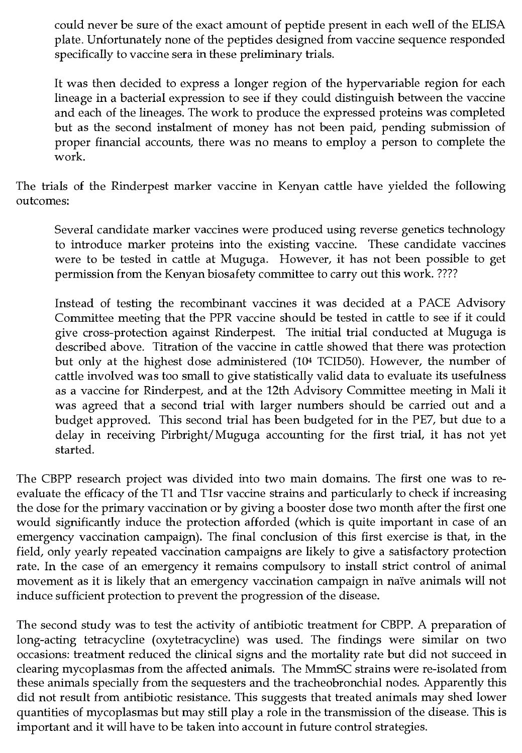could never be sure of the exact amount of peptide present in each well of the ELISA plate. Unfortunately none of the peptides designed from vaccine sequence responded specifically to vaccine sera in these preliminary trials.

> It was then decided to express a longer region of the hypervariable region for each lineage in a bacterial expression to see if they could distinguish between the vaccine and each of the lineages. The work to produce the expressed proteins was completed but as the second instalment of money has not been paid, pending submission of proper financial accounts, there was no means to employ a person to complete the work.

The trials of the Rinderpest marker vaccine in Kenyan cattle have yielded the following outcomes:

> Several candidate marker vaccines were produced using reverse genetics technology to introduce marker proteins into the existing vaccine. These candidate vaccines were to be tested in cattle at Muguga. However, it has not been possible to get permission from the Kenyan biosafety committee to carry out this work. ????
>
> Instead of testing the recombinant vaccines it was decided at a PACE Advisory Committee meeting that the PPR vaccine should be tested in cattle to see if it could give cross-protection against Rinderpest. The initial trial conducted at Muguga is described above. Titration of the vaccine in cattle showed that there was protection but only at the highest dose administered ($10^4$ TCID50). However, the number of cattle involved was too small to give statistically valid data to evaluate its usefulness as a vaccine for Rinderpest, and at the 12th Advisory Committee meeting in Mali it was agreed that a second trial with larger numbers should be carried out and a budget approved. This second trial has been budgeted for in the PE7, but due to a delay in receiving Pirbright/Muguga accounting for the first trial, it has not yet started.

The CBPP research project was divided into two main domains. The first one was to re-evaluate the efficacy of the T1 and T1sr vaccine strains and particularly to check if increasing the dose for the primary vaccination or by giving a booster dose two month after the first one would significantly induce the protection afforded (which is quite important in case of an emergency vaccination campaign). The final conclusion of this first exercise is that, in the field, only yearly repeated vaccination campaigns are likely to give a satisfactory protection rate. In the case of an emergency it remains compulsory to install strict control of animal movement as it is likely that an emergency vaccination campaign in naïve animals will not induce sufficient protection to prevent the progression of the disease.

The second study was to test the activity of antibiotic treatment for CBPP. A preparation of long-acting tetracycline (oxytetracycline) was used. The findings were similar on two occasions: treatment reduced the clinical signs and the mortality rate but did not succeed in clearing mycoplasmas from the affected animals. The MmmSC strains were re-isolated from these animals specially from the sequesters and the tracheobronchial nodes. Apparently this did not result from antibiotic resistance. This suggests that treated animals may shed lower quantities of mycoplasmas but may still play a role in the transmission of the disease. This is important and it will have to be taken into account in future control strategies.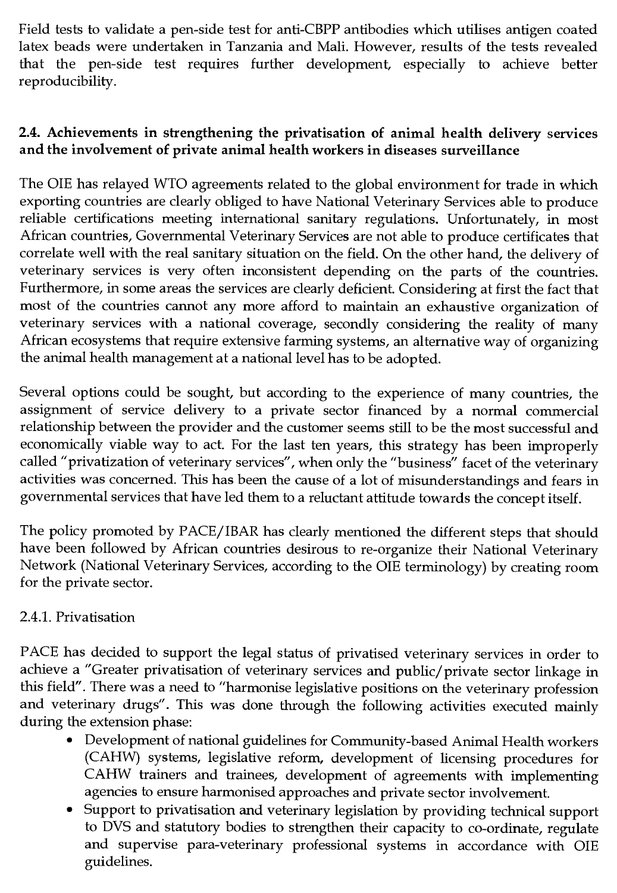Field tests to validate a pen-side test for anti-CBPP antibodies which utilises antigen coated latex beads were undertaken in Tanzania and Mali. However, results of the tests revealed that the pen-side test requires further development, especially to achieve better reproducibility.

### 2.4. Achievements in strengthening the privatisation of animal health delivery services and the involvement of private animal health workers in diseases surveillance

The OIE has relayed WTO agreements related to the global environment for trade in which exporting countries are clearly obliged to have National Veterinary Services able to produce reliable certifications meeting international sanitary regulations. Unfortunately, in most African countries, Governmental Veterinary Services are not able to produce certificates that correlate well with the real sanitary situation on the field. On the other hand, the delivery of veterinary services is very often inconsistent depending on the parts of the countries. Furthermore, in some areas the services are clearly deficient. Considering at first the fact that most of the countries cannot any more afford to maintain an exhaustive organization of veterinary services with a national coverage, secondly considering the reality of many African ecosystems that require extensive farming systems, an alternative way of organizing the animal health management at a national level has to be adopted.

Several options could be sought, but according to the experience of many countries, the assignment of service delivery to a private sector financed by a normal commercial relationship between the provider and the customer seems still to be the most successful and economically viable way to act. For the last ten years, this strategy has been improperly called "privatization of veterinary services", when only the "business" facet of the veterinary activities was concerned. This has been the cause of a lot of misunderstandings and fears in governmental services that have led them to a reluctant attitude towards the concept itself.

The policy promoted by PACE/IBAR has clearly mentioned the different steps that should have been followed by African countries desirous to re-organize their National Veterinary Network (National Veterinary Services, according to the OIE terminology) by creating room for the private sector.

#### 2.4.1. Privatisation

PACE has decided to support the legal status of privatised veterinary services in order to achieve a "Greater privatisation of veterinary services and public/private sector linkage in this field". There was a need to "harmonise legislative positions on the veterinary profession and veterinary drugs". This was done through the following activities executed mainly during the extension phase:

- Development of national guidelines for Community-based Animal Health workers (CAHW) systems, legislative reform, development of licensing procedures for CAHW trainers and trainees, development of agreements with implementing agencies to ensure harmonised approaches and private sector involvement.
- Support to privatisation and veterinary legislation by providing technical support to DVS and statutory bodies to strengthen their capacity to co-ordinate, regulate and supervise para-veterinary professional systems in accordance with OIE guidelines.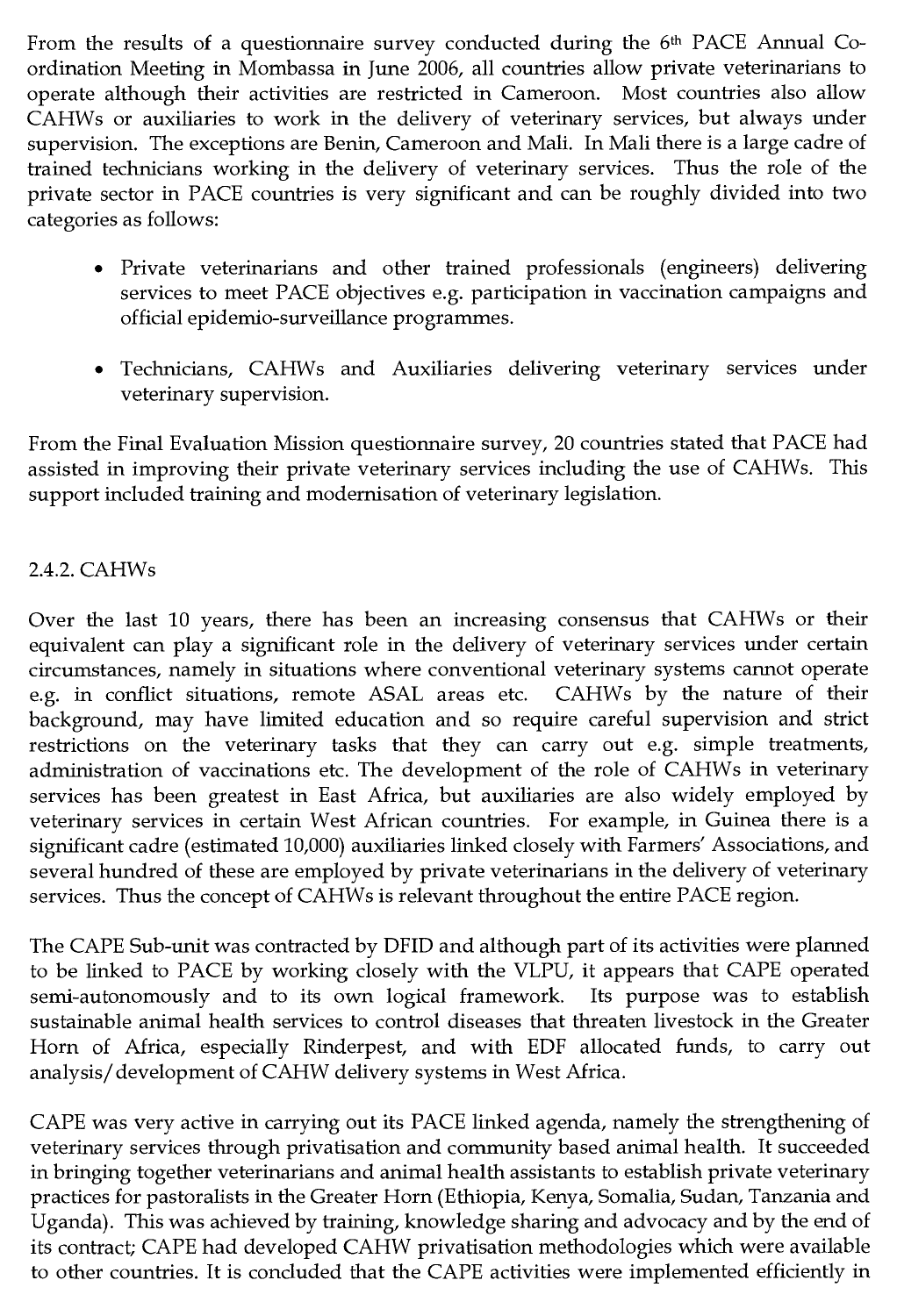From the results of a questionnaire survey conducted during the 6th PACE Annual Co-ordination Meeting in Mombassa in June 2006, all countries allow private veterinarians to operate although their activities are restricted in Cameroon. Most countries also allow CAHWs or auxiliaries to work in the delivery of veterinary services, but always under supervision. The exceptions are Benin, Cameroon and Mali. In Mali there is a large cadre of trained technicians working in the delivery of veterinary services. Thus the role of the private sector in PACE countries is very significant and can be roughly divided into two categories as follows:

- Private veterinarians and other trained professionals (engineers) delivering services to meet PACE objectives e.g. participation in vaccination campaigns and official epidemio-surveillance programmes.
- Technicians, CAHWs and Auxiliaries delivering veterinary services under veterinary supervision.

From the Final Evaluation Mission questionnaire survey, 20 countries stated that PACE had assisted in improving their private veterinary services including the use of CAHWs. This support included training and modernisation of veterinary legislation.

### 2.4.2. CAHWs

Over the last 10 years, there has been an increasing consensus that CAHWs or their equivalent can play a significant role in the delivery of veterinary services under certain circumstances, namely in situations where conventional veterinary systems cannot operate e.g. in conflict situations, remote ASAL areas etc. CAHWs by the nature of their background, may have limited education and so require careful supervision and strict restrictions on the veterinary tasks that they can carry out e.g. simple treatments, administration of vaccinations etc. The development of the role of CAHWs in veterinary services has been greatest in East Africa, but auxiliaries are also widely employed by veterinary services in certain West African countries. For example, in Guinea there is a significant cadre (estimated 10,000) auxiliaries linked closely with Farmers' Associations, and several hundred of these are employed by private veterinarians in the delivery of veterinary services. Thus the concept of CAHWs is relevant throughout the entire PACE region.

The CAPE Sub-unit was contracted by DFID and although part of its activities were planned to be linked to PACE by working closely with the VLPU, it appears that CAPE operated semi-autonomously and to its own logical framework. Its purpose was to establish sustainable animal health services to control diseases that threaten livestock in the Greater Horn of Africa, especially Rinderpest, and with EDF allocated funds, to carry out analysis/development of CAHW delivery systems in West Africa.

CAPE was very active in carrying out its PACE linked agenda, namely the strengthening of veterinary services through privatisation and community based animal health. It succeeded in bringing together veterinarians and animal health assistants to establish private veterinary practices for pastoralists in the Greater Horn (Ethiopia, Kenya, Somalia, Sudan, Tanzania and Uganda). This was achieved by training, knowledge sharing and advocacy and by the end of its contract; CAPE had developed CAHW privatisation methodologies which were available to other countries. It is concluded that the CAPE activities were implemented efficiently in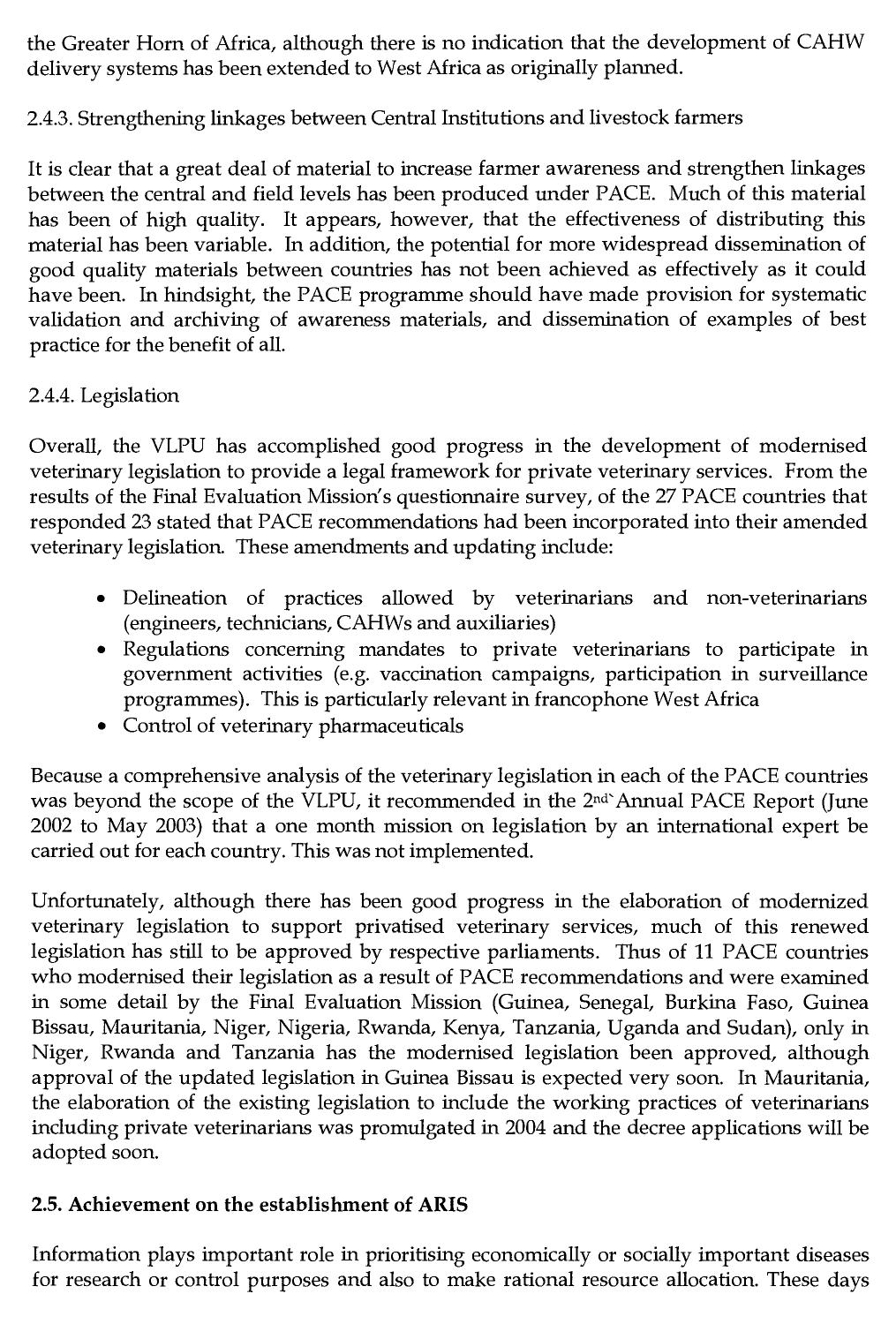the Greater Horn of Africa, although there is no indication that the development of CAHW delivery systems has been extended to West Africa as originally planned.

2.4.3. Strengthening linkages between Central Institutions and livestock farmers

It is clear that a great deal of material to increase farmer awareness and strengthen linkages between the central and field levels has been produced under PACE. Much of this material has been of high quality. It appears, however, that the effectiveness of distributing this material has been variable. In addition, the potential for more widespread dissemination of good quality materials between countries has not been achieved as effectively as it could have been. In hindsight, the PACE programme should have made provision for systematic validation and archiving of awareness materials, and dissemination of examples of best practice for the benefit of all.

2.4.4. Legislation

Overall, the VLPU has accomplished good progress in the development of modernised veterinary legislation to provide a legal framework for private veterinary services. From the results of the Final Evaluation Mission's questionnaire survey, of the 27 PACE countries that responded 23 stated that PACE recommendations had been incorporated into their amended veterinary legislation. These amendments and updating include:

- Delineation of practices allowed by veterinarians and non-veterinarians (engineers, technicians, CAHWs and auxiliaries)
- Regulations concerning mandates to private veterinarians to participate in government activities (e.g. vaccination campaigns, participation in surveillance programmes). This is particularly relevant in francophone West Africa
- Control of veterinary pharmaceuticals

Because a comprehensive analysis of the veterinary legislation in each of the PACE countries was beyond the scope of the VLPU, it recommended in the 2nd Annual PACE Report (June 2002 to May 2003) that a one month mission on legislation by an international expert be carried out for each country. This was not implemented.

Unfortunately, although there has been good progress in the elaboration of modernized veterinary legislation to support privatised veterinary services, much of this renewed legislation has still to be approved by respective parliaments. Thus of 11 PACE countries who modernised their legislation as a result of PACE recommendations and were examined in some detail by the Final Evaluation Mission (Guinea, Senegal, Burkina Faso, Guinea Bissau, Mauritania, Niger, Nigeria, Rwanda, Kenya, Tanzania, Uganda and Sudan), only in Niger, Rwanda and Tanzania has the modernised legislation been approved, although approval of the updated legislation in Guinea Bissau is expected very soon. In Mauritania, the elaboration of the existing legislation to include the working practices of veterinarians including private veterinarians was promulgated in 2004 and the decree applications will be adopted soon.

**2.5. Achievement on the establishment of ARIS**

Information plays important role in prioritising economically or socially important diseases for research or control purposes and also to make rational resource allocation. These days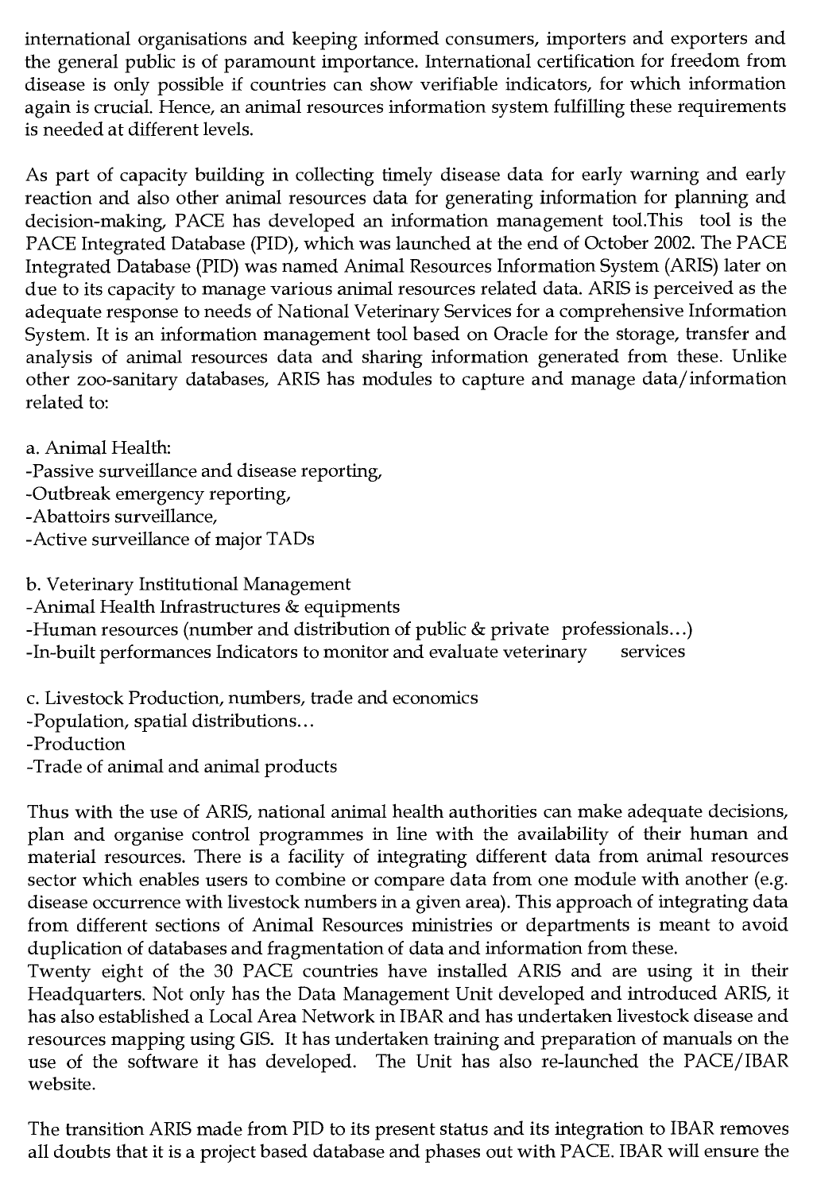international organisations and keeping informed consumers, importers and exporters and the general public is of paramount importance. International certification for freedom from disease is only possible if countries can show verifiable indicators, for which information again is crucial. Hence, an animal resources information system fulfilling these requirements is needed at different levels.

As part of capacity building in collecting timely disease data for early warning and early reaction and also other animal resources data for generating information for planning and decision-making, PACE has developed an information management tool.This tool is the PACE Integrated Database (PID), which was launched at the end of October 2002. The PACE Integrated Database (PID) was named Animal Resources Information System (ARIS) later on due to its capacity to manage various animal resources related data. ARIS is perceived as the adequate response to needs of National Veterinary Services for a comprehensive Information System. It is an information management tool based on Oracle for the storage, transfer and analysis of animal resources data and sharing information generated from these. Unlike other zoo-sanitary databases, ARIS has modules to capture and manage data/information related to:

a. Animal Health:
-Passive surveillance and disease reporting,
-Outbreak emergency reporting,
-Abattoirs surveillance,
-Active surveillance of major TADs

b. Veterinary Institutional Management
-Animal Health Infrastructures & equipments
-Human resources (number and distribution of public & private professionals…)
-In-built performances Indicators to monitor and evaluate veterinary services

c. Livestock Production, numbers, trade and economics
-Population, spatial distributions…
-Production
-Trade of animal and animal products

Thus with the use of ARIS, national animal health authorities can make adequate decisions, plan and organise control programmes in line with the availability of their human and material resources. There is a facility of integrating different data from animal resources sector which enables users to combine or compare data from one module with another (e.g. disease occurrence with livestock numbers in a given area). This approach of integrating data from different sections of Animal Resources ministries or departments is meant to avoid duplication of databases and fragmentation of data and information from these.
Twenty eight of the 30 PACE countries have installed ARIS and are using it in their Headquarters. Not only has the Data Management Unit developed and introduced ARIS, it has also established a Local Area Network in IBAR and has undertaken livestock disease and resources mapping using GIS. It has undertaken training and preparation of manuals on the use of the software it has developed. The Unit has also re-launched the PACE/IBAR website.

The transition ARIS made from PID to its present status and its integration to IBAR removes all doubts that it is a project based database and phases out with PACE. IBAR will ensure the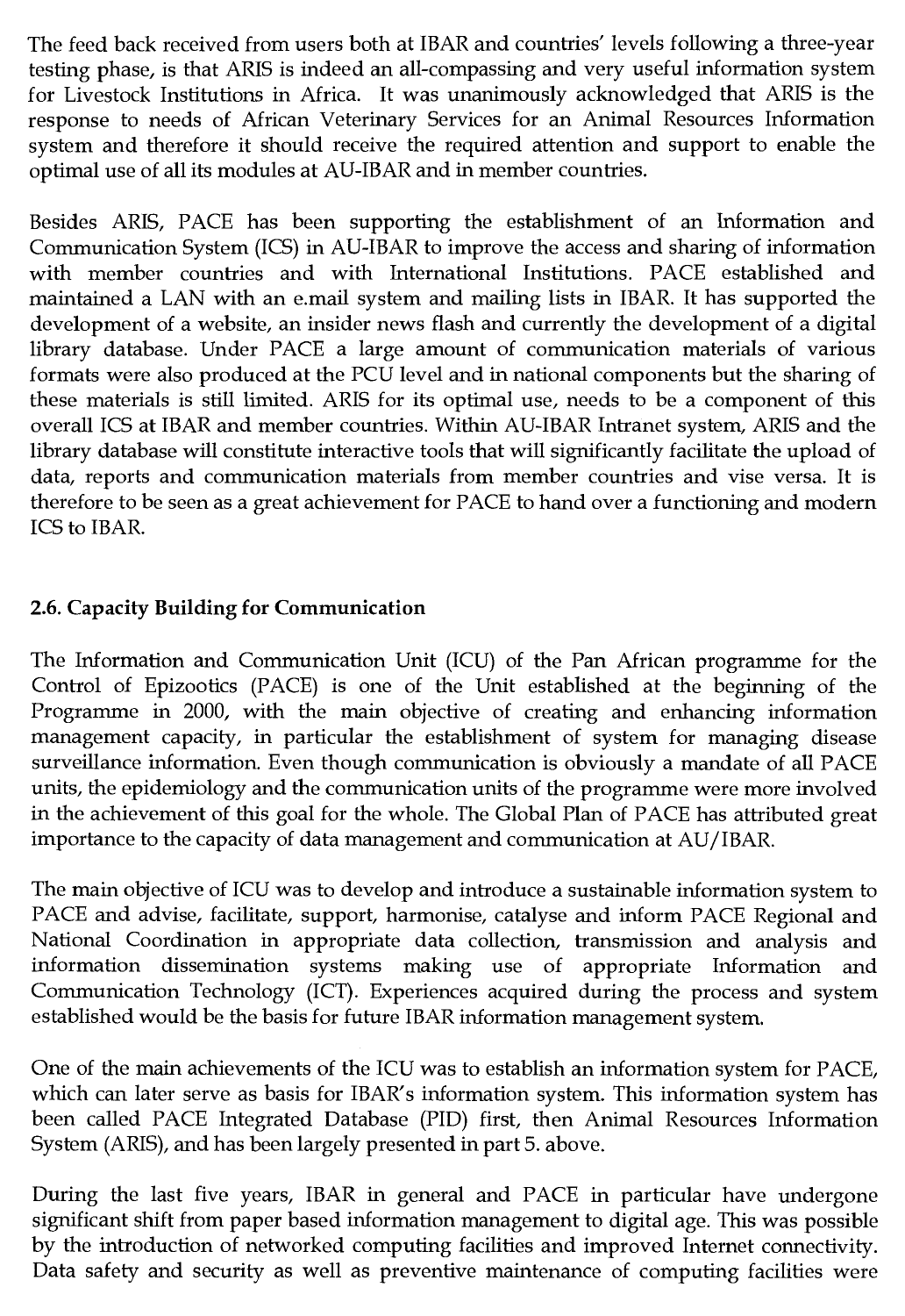The feed back received from users both at IBAR and countries' levels following a three-year testing phase, is that ARIS is indeed an all-compassing and very useful information system for Livestock Institutions in Africa. It was unanimously acknowledged that ARIS is the response to needs of African Veterinary Services for an Animal Resources Information system and therefore it should receive the required attention and support to enable the optimal use of all its modules at AU-IBAR and in member countries.

Besides ARIS, PACE has been supporting the establishment of an Information and Communication System (ICS) in AU-IBAR to improve the access and sharing of information with member countries and with International Institutions. PACE established and maintained a LAN with an e.mail system and mailing lists in IBAR. It has supported the development of a website, an insider news flash and currently the development of a digital library database. Under PACE a large amount of communication materials of various formats were also produced at the PCU level and in national components but the sharing of these materials is still limited. ARIS for its optimal use, needs to be a component of this overall ICS at IBAR and member countries. Within AU-IBAR Intranet system, ARIS and the library database will constitute interactive tools that will significantly facilitate the upload of data, reports and communication materials from member countries and vise versa. It is therefore to be seen as a great achievement for PACE to hand over a functioning and modern ICS to IBAR.

### 2.6. Capacity Building for Communication

The Information and Communication Unit (ICU) of the Pan African programme for the Control of Epizootics (PACE) is one of the Unit established at the beginning of the Programme in 2000, with the main objective of creating and enhancing information management capacity, in particular the establishment of system for managing disease surveillance information. Even though communication is obviously a mandate of all PACE units, the epidemiology and the communication units of the programme were more involved in the achievement of this goal for the whole. The Global Plan of PACE has attributed great importance to the capacity of data management and communication at AU/IBAR.

The main objective of ICU was to develop and introduce a sustainable information system to PACE and advise, facilitate, support, harmonise, catalyse and inform PACE Regional and National Coordination in appropriate data collection, transmission and analysis and information dissemination systems making use of appropriate Information and Communication Technology (ICT). Experiences acquired during the process and system established would be the basis for future IBAR information management system.

One of the main achievements of the ICU was to establish an information system for PACE, which can later serve as basis for IBAR's information system. This information system has been called PACE Integrated Database (PID) first, then Animal Resources Information System (ARIS), and has been largely presented in part 5. above.

During the last five years, IBAR in general and PACE in particular have undergone significant shift from paper based information management to digital age. This was possible by the introduction of networked computing facilities and improved Internet connectivity. Data safety and security as well as preventive maintenance of computing facilities were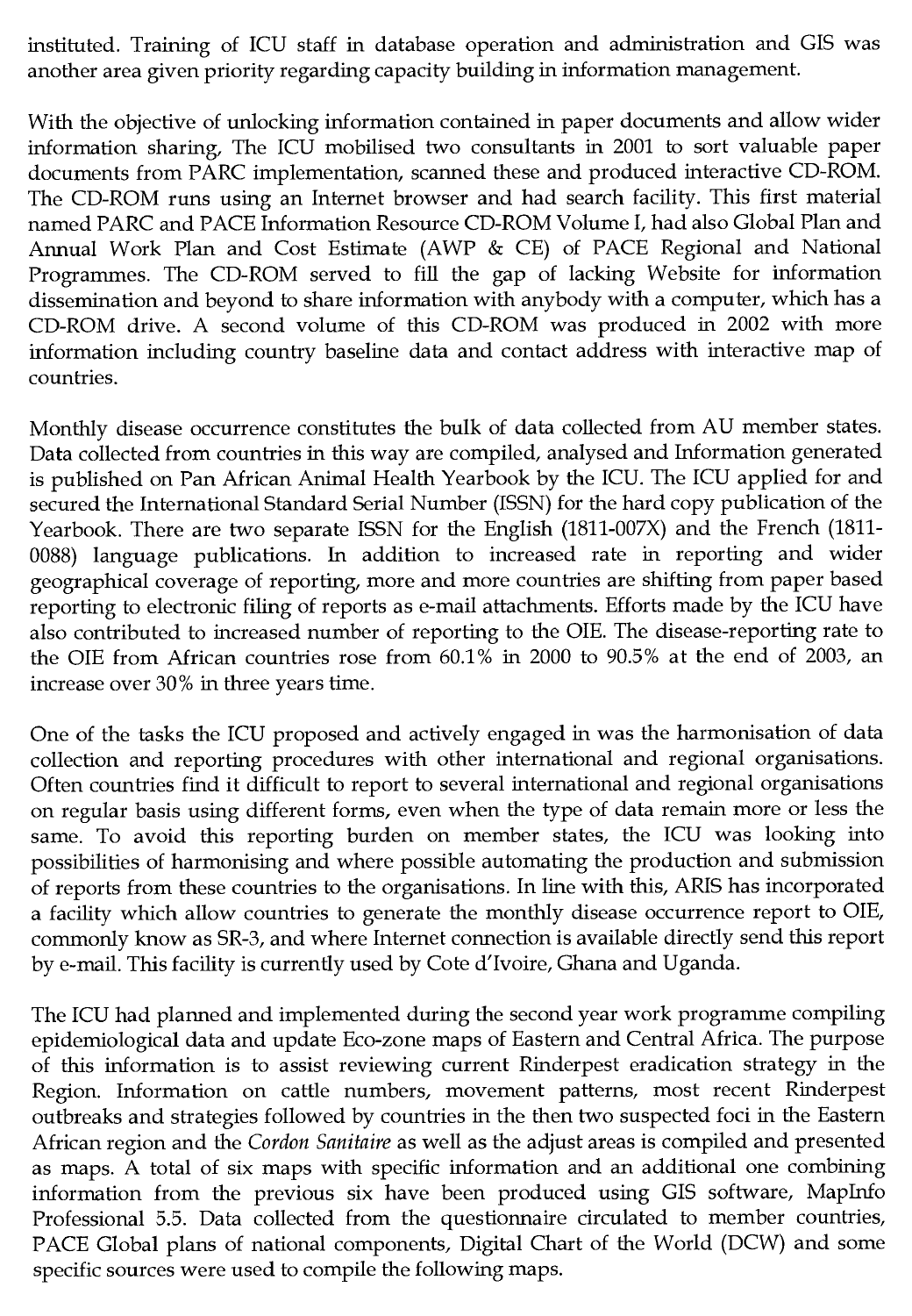instituted. Training of ICU staff in database operation and administration and GIS was another area given priority regarding capacity building in information management.

With the objective of unlocking information contained in paper documents and allow wider information sharing, The ICU mobilised two consultants in 2001 to sort valuable paper documents from PARC implementation, scanned these and produced interactive CD-ROM. The CD-ROM runs using an Internet browser and had search facility. This first material named PARC and PACE Information Resource CD-ROM Volume I, had also Global Plan and Annual Work Plan and Cost Estimate (AWP & CE) of PACE Regional and National Programmes. The CD-ROM served to fill the gap of lacking Website for information dissemination and beyond to share information with anybody with a computer, which has a CD-ROM drive. A second volume of this CD-ROM was produced in 2002 with more information including country baseline data and contact address with interactive map of countries.

Monthly disease occurrence constitutes the bulk of data collected from AU member states. Data collected from countries in this way are compiled, analysed and Information generated is published on Pan African Animal Health Yearbook by the ICU. The ICU applied for and secured the International Standard Serial Number (ISSN) for the hard copy publication of the Yearbook. There are two separate ISSN for the English (1811-007X) and the French (1811-0088) language publications. In addition to increased rate in reporting and wider geographical coverage of reporting, more and more countries are shifting from paper based reporting to electronic filing of reports as e-mail attachments. Efforts made by the ICU have also contributed to increased number of reporting to the OIE. The disease-reporting rate to the OIE from African countries rose from 60.1% in 2000 to 90.5% at the end of 2003, an increase over 30% in three years time.

One of the tasks the ICU proposed and actively engaged in was the harmonisation of data collection and reporting procedures with other international and regional organisations. Often countries find it difficult to report to several international and regional organisations on regular basis using different forms, even when the type of data remain more or less the same. To avoid this reporting burden on member states, the ICU was looking into possibilities of harmonising and where possible automating the production and submission of reports from these countries to the organisations. In line with this, ARIS has incorporated a facility which allow countries to generate the monthly disease occurrence report to OIE, commonly know as SR-3, and where Internet connection is available directly send this report by e-mail. This facility is currently used by Cote d'Ivoire, Ghana and Uganda.

The ICU had planned and implemented during the second year work programme compiling epidemiological data and update Eco-zone maps of Eastern and Central Africa. The purpose of this information is to assist reviewing current Rinderpest eradication strategy in the Region. Information on cattle numbers, movement patterns, most recent Rinderpest outbreaks and strategies followed by countries in the then two suspected foci in the Eastern African region and the *Cordon Sanitaire* as well as the adjust areas is compiled and presented as maps. A total of six maps with specific information and an additional one combining information from the previous six have been produced using GIS software, MapInfo Professional 5.5. Data collected from the questionnaire circulated to member countries, PACE Global plans of national components, Digital Chart of the World (DCW) and some specific sources were used to compile the following maps.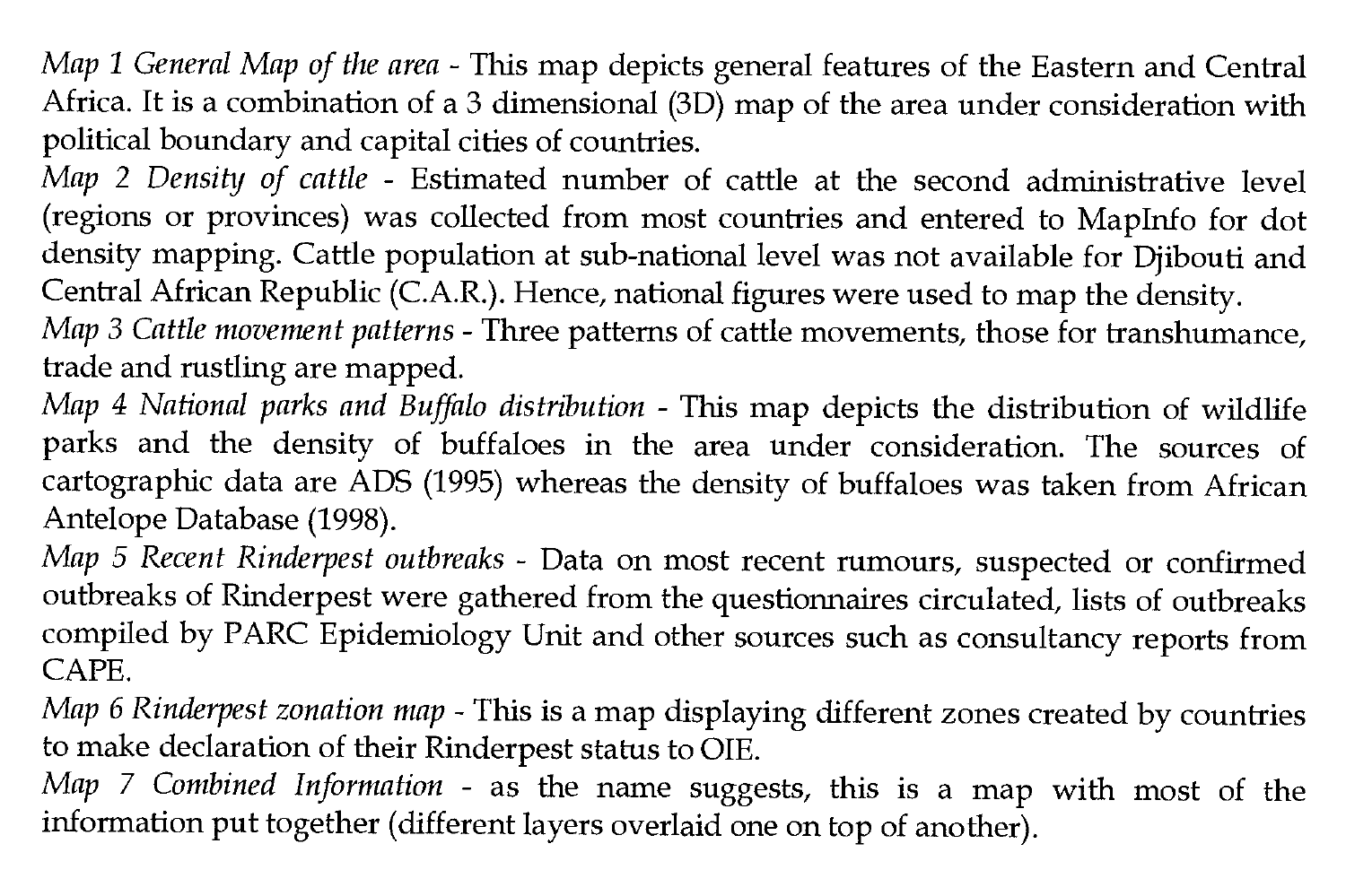*Map 1 General Map of the area* - This map depicts general features of the Eastern and Central Africa. It is a combination of a 3 dimensional (3D) map of the area under consideration with political boundary and capital cities of countries.

*Map 2 Density of cattle* - Estimated number of cattle at the second administrative level (regions or provinces) was collected from most countries and entered to MapInfo for dot density mapping. Cattle population at sub-national level was not available for Djibouti and Central African Republic (C.A.R.). Hence, national figures were used to map the density.

*Map 3 Cattle movement patterns* - Three patterns of cattle movements, those for transhumance, trade and rustling are mapped.

*Map 4 National parks and Buffalo distribution* - This map depicts the distribution of wildlife parks and the density of buffaloes in the area under consideration. The sources of cartographic data are ADS (1995) whereas the density of buffaloes was taken from African Antelope Database (1998).

*Map 5 Recent Rinderpest outbreaks* - Data on most recent rumours, suspected or confirmed outbreaks of Rinderpest were gathered from the questionnaires circulated, lists of outbreaks compiled by PARC Epidemiology Unit and other sources such as consultancy reports from CAPE.

*Map 6 Rinderpest zonation map* - This is a map displaying different zones created by countries to make declaration of their Rinderpest status to OIE.

*Map 7 Combined Information* - as the name suggests, this is a map with most of the information put together (different layers overlaid one on top of another).